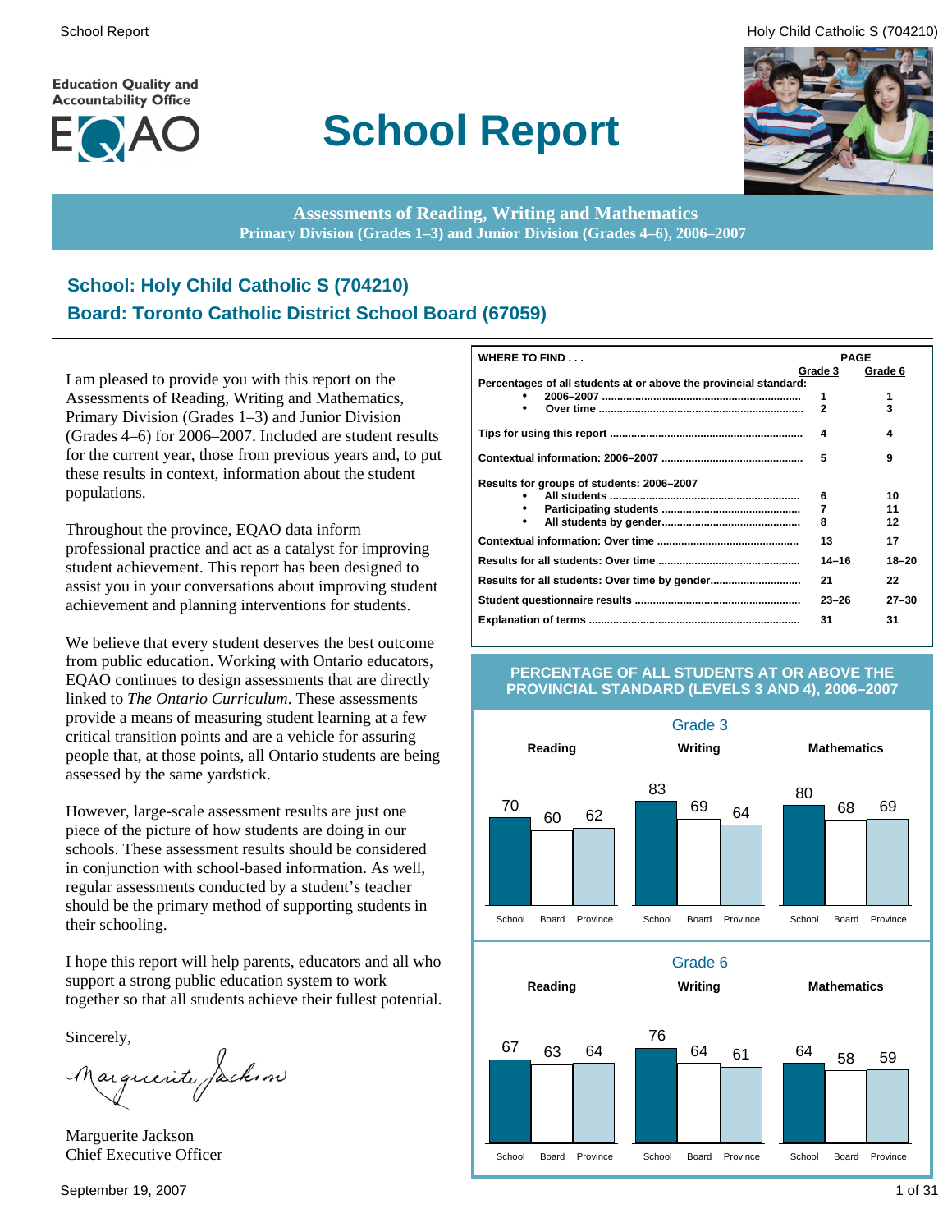Education Quality and Accountability Office

EQAO

# School Report

**Assessments of Reading, Writing and Mathematics**
**Primary Division (Grades 1–3) and Junior Division (Grades 4–6), 2006–2007**

## School: Holy Child Catholic S (704210)
## Board: Toronto Catholic District School Board (67059)

I am pleased to provide you with this report on the Assessments of Reading, Writing and Mathematics, Primary Division (Grades 1–3) and Junior Division (Grades 4–6) for 2006–2007. Included are student results for the current year, those from previous years and, to put these results in context, information about the student populations.

Throughout the province, EQAO data inform professional practice and act as a catalyst for improving student achievement. This report has been designed to assist you in your conversations about improving student achievement and planning interventions for students.

We believe that every student deserves the best outcome from public education. Working with Ontario educators, EQAO continues to design assessments that are directly linked to *The Ontario Curriculum*. These assessments provide a means of measuring student learning at a few critical transition points and are a vehicle for assuring people that, at those points, all Ontario students are being assessed by the same yardstick.

However, large-scale assessment results are just one piece of the picture of how students are doing in our schools. These assessment results should be considered in conjunction with school-based information. As well, regular assessments conducted by a student's teacher should be the primary method of supporting students in their schooling.

I hope this report will help parents, educators and all who support a strong public education system to work together so that all students achieve their fullest potential.

Sincerely,

Marguerite Jackson
Chief Executive Officer

September 19, 2007

| WHERE TO FIND . . . | PAGE Grade 3 | PAGE Grade 6 |
|---|---|---|
| **Percentages of all students at or above the provincial standard:** | | |
| • 2006–2007 | 1 | 1 |
| • Over time | 2 | 3 |
| Tips for using this report | 4 | 4 |
| Contextual information: 2006–2007 | 5 | 9 |
| **Results for groups of students: 2006–2007** | | |
| • All students | 6 | 10 |
| • Participating students | 7 | 11 |
| • All students by gender | 8 | 12 |
| Contextual information: Over time | 13 | 17 |
| Results for all students: Over time | 14–16 | 18–20 |
| Results for all students: Over time by gender | 21 | 22 |
| Student questionnaire results | 23–26 | 27–30 |
| Explanation of terms | 31 | 31 |

**PERCENTAGE OF ALL STUDENTS AT OR ABOVE THE PROVINCIAL STANDARD (LEVELS 3 AND 4), 2006–2007**

**Grade 3**

| | School | Board | Province |
|---|---|---|---|
| Reading | 70 | 60 | 62 |
| Writing | 83 | 69 | 64 |
| Mathematics | 80 | 68 | 69 |

**Grade 6**

| | School | Board | Province |
|---|---|---|---|
| Reading | 67 | 63 | 64 |
| Writing | 76 | 64 | 61 |
| Mathematics | 64 | 58 | 59 |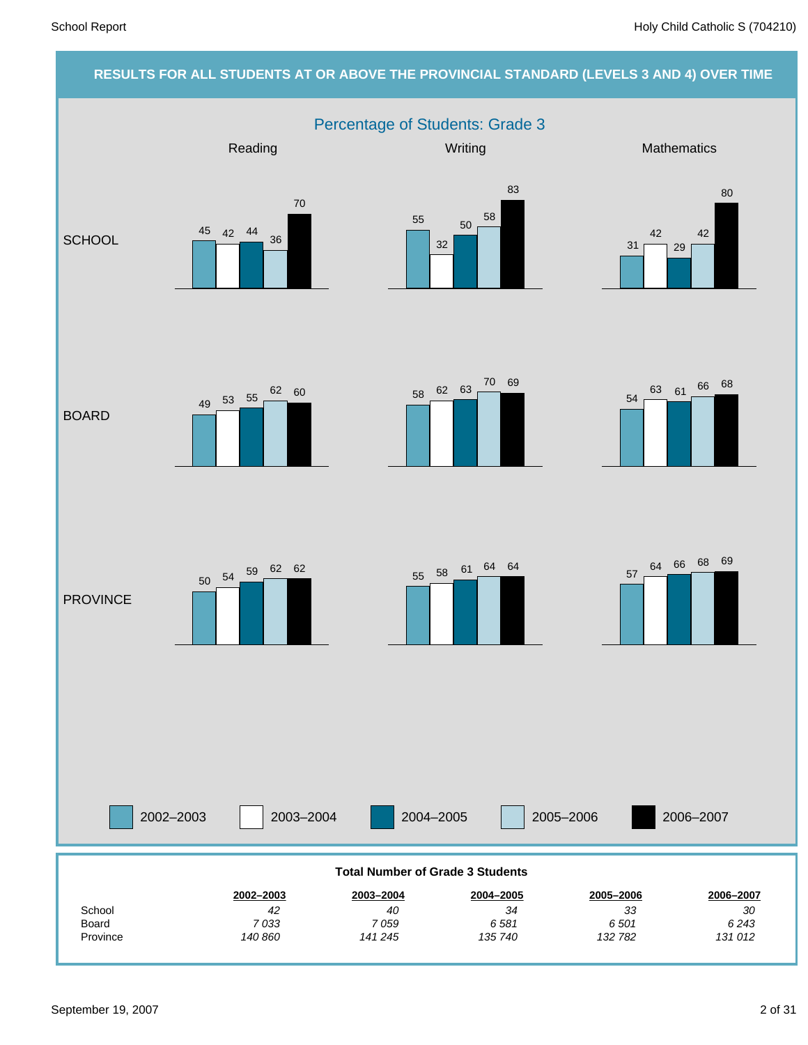## RESULTS FOR ALL STUDENTS AT OR ABOVE THE PROVINCIAL STANDARD (LEVELS 3 AND 4) OVER TIME

### Percentage of Students: Grade 3

| | Year | Reading | Writing | Mathematics |
|---|---|---|---|---|
| SCHOOL | 2002–2003 | 45 | 55 | 31 |
| | 2003–2004 | 42 | 32 | 42 |
| | 2004–2005 | 44 | 50 | 29 |
| | 2005–2006 | 36 | 58 | 42 |
| | 2006–2007 | 70 | 83 | 80 |
| BOARD | 2002–2003 | 49 | 58 | 54 |
| | 2003–2004 | 53 | 62 | 63 |
| | 2004–2005 | 55 | 63 | 61 |
| | 2005–2006 | 62 | 70 | 66 |
| | 2006–2007 | 60 | 69 | 68 |
| PROVINCE | 2002–2003 | 50 | 55 | 57 |
| | 2003–2004 | 54 | 58 | 64 |
| | 2004–2005 | 59 | 61 | 66 |
| | 2005–2006 | 62 | 64 | 68 |
| | 2006–2007 | 62 | 64 | 69 |

### Total Number of Grade 3 Students

| | 2002–2003 | 2003–2004 | 2004–2005 | 2005–2006 | 2006–2007 |
|---|---|---|---|---|---|
| School | *42* | *40* | *34* | *33* | *30* |
| Board | *7 033* | *7 059* | *6 581* | *6 501* | *6 243* |
| Province | *140 860* | *141 245* | *135 740* | *132 782* | *131 012* |

September 19, 2007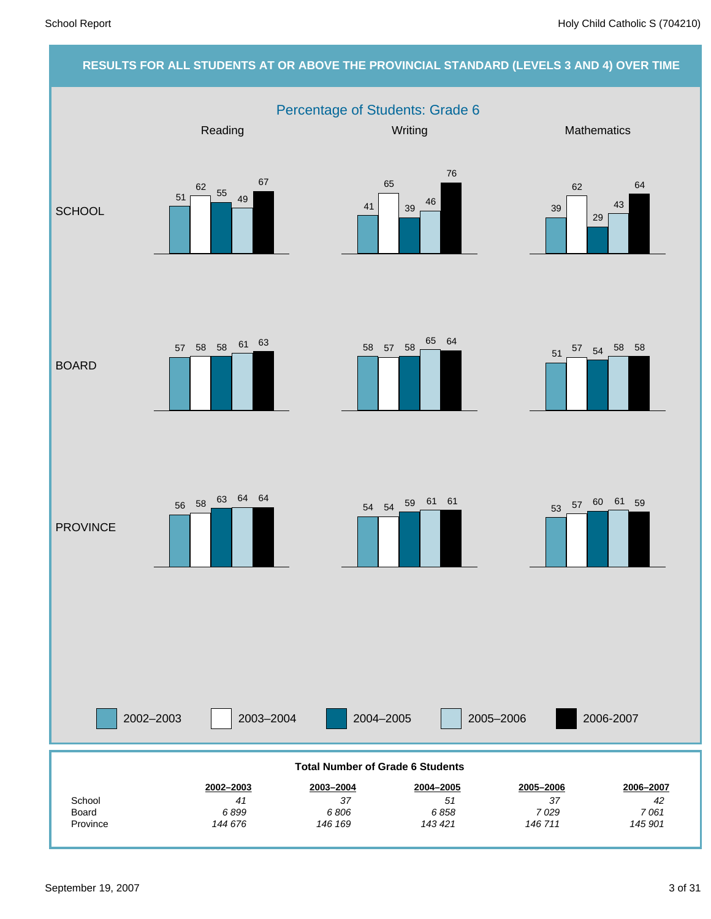## RESULTS FOR ALL STUDENTS AT OR ABOVE THE PROVINCIAL STANDARD (LEVELS 3 AND 4) OVER TIME

### Percentage of Students: Grade 6

| | Reading | | | | | Writing | | | | | Mathematics | | | | |
|---|---|---|---|---|---|---|---|---|---|---|---|---|---|---|---|
| | 2002–2003 | 2003–2004 | 2004–2005 | 2005–2006 | 2006-2007 | 2002–2003 | 2003–2004 | 2004–2005 | 2005–2006 | 2006-2007 | 2002–2003 | 2003–2004 | 2004–2005 | 2005–2006 | 2006-2007 |
| SCHOOL | 51 | 62 | 55 | 49 | 67 | 41 | 65 | 39 | 46 | 76 | 39 | 62 | 29 | 43 | 64 |
| BOARD | 57 | 58 | 58 | 61 | 63 | 58 | 57 | 58 | 65 | 64 | 51 | 57 | 54 | 58 | 58 |
| PROVINCE | 56 | 58 | 63 | 64 | 64 | 54 | 54 | 59 | 61 | 61 | 53 | 57 | 60 | 61 | 59 |

**Total Number of Grade 6 Students**

| | 2002–2003 | 2003–2004 | 2004–2005 | 2005–2006 | 2006–2007 |
|---|---|---|---|---|---|
| School | *41* | *37* | *51* | *37* | *42* |
| Board | *6 899* | *6 806* | *6 858* | *7 029* | *7 061* |
| Province | *144 676* | *146 169* | *143 421* | *146 711* | *145 901* |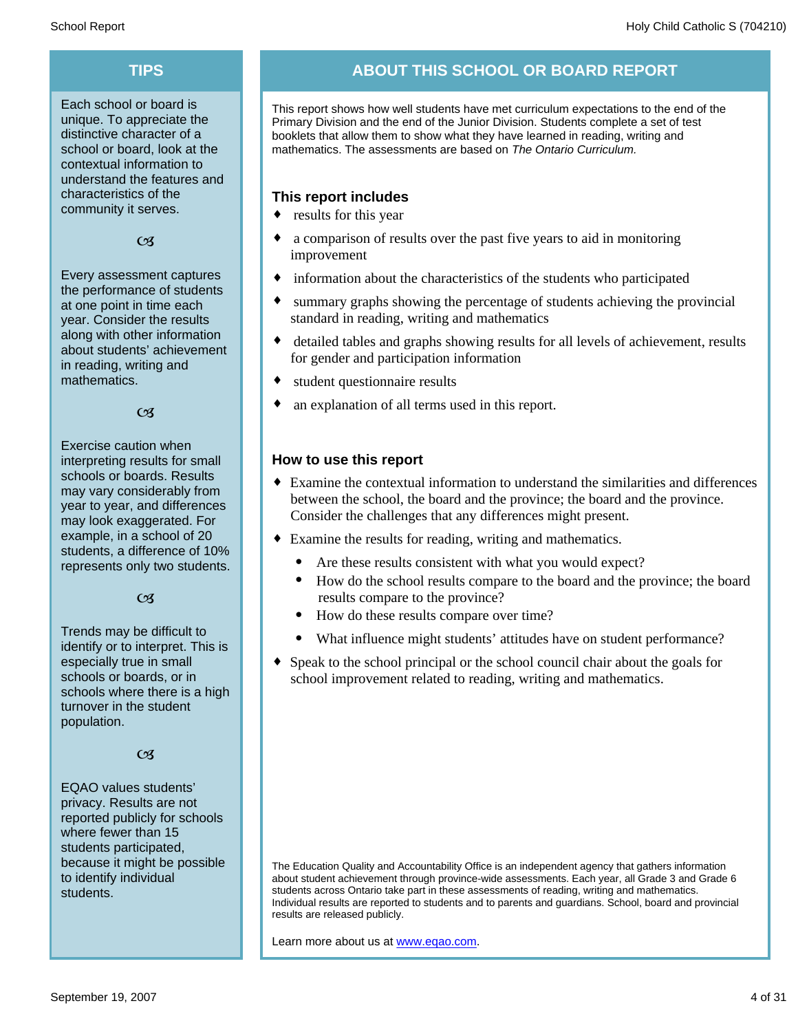## TIPS

Each school or board is unique. To appreciate the distinctive character of a school or board, look at the contextual information to understand the features and characteristics of the community it serves.

Every assessment captures the performance of students at one point in time each year. Consider the results along with other information about students' achievement in reading, writing and mathematics.

Exercise caution when interpreting results for small schools or boards. Results may vary considerably from year to year, and differences may look exaggerated. For example, in a school of 20 students, a difference of 10% represents only two students.

Trends may be difficult to identify or to interpret. This is especially true in small schools or boards, or in schools where there is a high turnover in the student population.

EQAO values students' privacy. Results are not reported publicly for schools where fewer than 15 students participated, because it might be possible to identify individual students.

## ABOUT THIS SCHOOL OR BOARD REPORT

This report shows how well students have met curriculum expectations to the end of the Primary Division and the end of the Junior Division. Students complete a set of test booklets that allow them to show what they have learned in reading, writing and mathematics. The assessments are based on *The Ontario Curriculum.*

### This report includes

- results for this year
- a comparison of results over the past five years to aid in monitoring improvement
- information about the characteristics of the students who participated
- summary graphs showing the percentage of students achieving the provincial standard in reading, writing and mathematics
- detailed tables and graphs showing results for all levels of achievement, results for gender and participation information
- student questionnaire results
- an explanation of all terms used in this report.

### How to use this report

- Examine the contextual information to understand the similarities and differences between the school, the board and the province; the board and the province. Consider the challenges that any differences might present.
- Examine the results for reading, writing and mathematics.
  - Are these results consistent with what you would expect?
  - How do the school results compare to the board and the province; the board results compare to the province?
  - How do these results compare over time?
  - What influence might students' attitudes have on student performance?
- Speak to the school principal or the school council chair about the goals for school improvement related to reading, writing and mathematics.

The Education Quality and Accountability Office is an independent agency that gathers information about student achievement through province-wide assessments. Each year, all Grade 3 and Grade 6 students across Ontario take part in these assessments of reading, writing and mathematics. Individual results are reported to students and to parents and guardians. School, board and provincial results are released publicly.

Learn more about us at [www.eqao.com](http://www.eqao.com).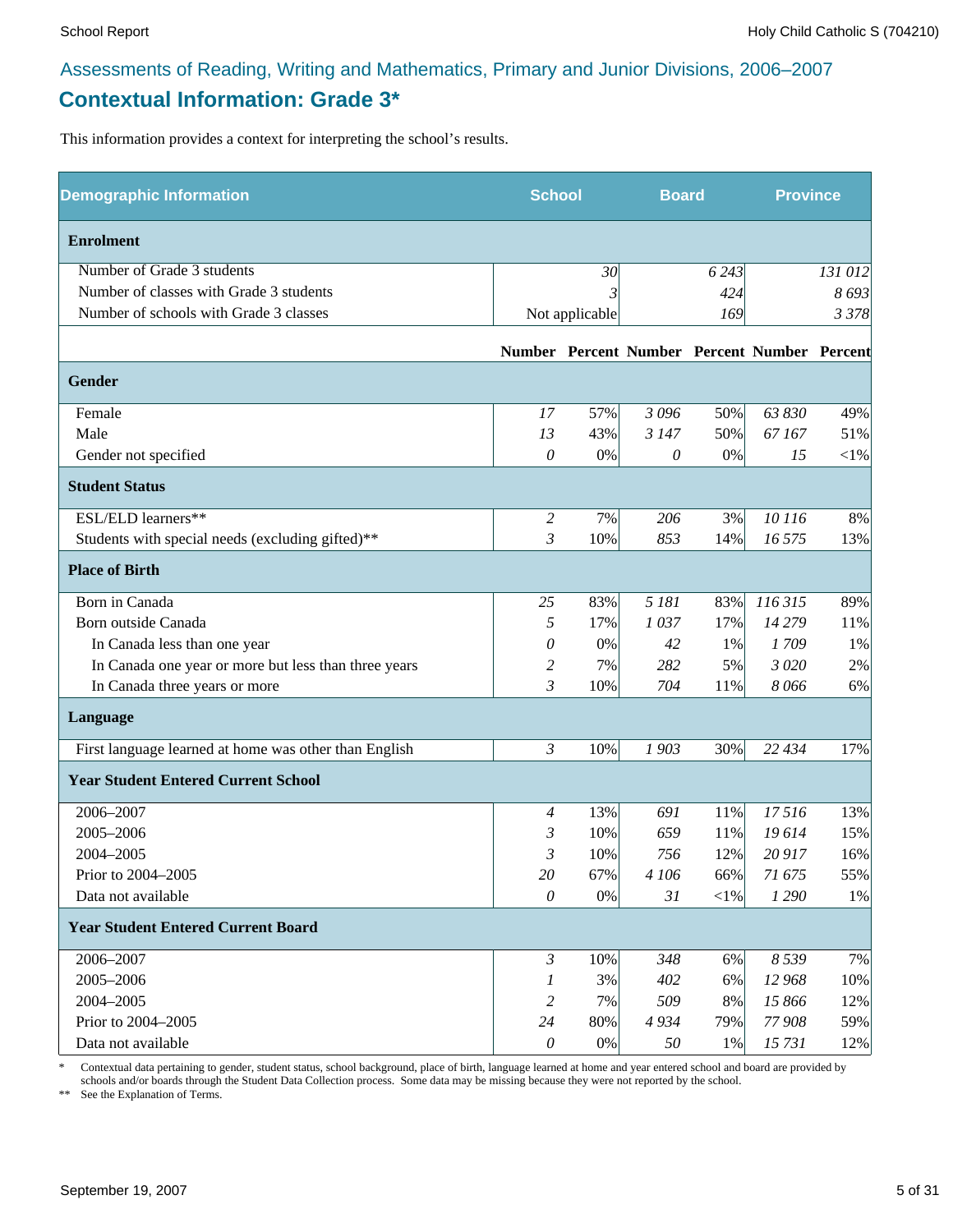## Assessments of Reading, Writing and Mathematics, Primary and Junior Divisions, 2006–2007

# Contextual Information: Grade 3*

This information provides a context for interpreting the school's results.

| Demographic Information | School | | Board | | Province | |
|---|---|---|---|---|---|---|
| **Enrolment** | | | | | | |
| Number of Grade 3 students | | *30* | | *6 243* | | *131 012* |
| Number of classes with Grade 3 students | | *3* | | *424* | | *8 693* |
| Number of schools with Grade 3 classes | | Not applicable | | *169* | | *3 378* |
| | **Number** | **Percent** | **Number** | **Percent** | **Number** | **Percent** |
| **Gender** | | | | | | |
| Female | *17* | 57% | *3 096* | 50% | *63 830* | 49% |
| Male | *13* | 43% | *3 147* | 50% | *67 167* | 51% |
| Gender not specified | *0* | 0% | *0* | 0% | *15* | <1% |
| **Student Status** | | | | | | |
| ESL/ELD learners** | *2* | 7% | *206* | 3% | *10 116* | 8% |
| Students with special needs (excluding gifted)** | *3* | 10% | *853* | 14% | *16 575* | 13% |
| **Place of Birth** | | | | | | |
| Born in Canada | *25* | 83% | *5 181* | 83% | *116 315* | 89% |
| Born outside Canada | *5* | 17% | *1 037* | 17% | *14 279* | 11% |
| In Canada less than one year | *0* | 0% | *42* | 1% | *1 709* | 1% |
| In Canada one year or more but less than three years | *2* | 7% | *282* | 5% | *3 020* | 2% |
| In Canada three years or more | *3* | 10% | *704* | 11% | *8 066* | 6% |
| **Language** | | | | | | |
| First language learned at home was other than English | *3* | 10% | *1 903* | 30% | *22 434* | 17% |
| **Year Student Entered Current School** | | | | | | |
| 2006–2007 | *4* | 13% | *691* | 11% | *17 516* | 13% |
| 2005–2006 | *3* | 10% | *659* | 11% | *19 614* | 15% |
| 2004–2005 | *3* | 10% | *756* | 12% | *20 917* | 16% |
| Prior to 2004–2005 | *20* | 67% | *4 106* | 66% | *71 675* | 55% |
| Data not available | *0* | 0% | *31* | <1% | *1 290* | 1% |
| **Year Student Entered Current Board** | | | | | | |
| 2006–2007 | *3* | 10% | *348* | 6% | *8 539* | 7% |
| 2005–2006 | *1* | 3% | *402* | 6% | *12 968* | 10% |
| 2004–2005 | *2* | 7% | *509* | 8% | *15 866* | 12% |
| Prior to 2004–2005 | *24* | 80% | *4 934* | 79% | *77 908* | 59% |
| Data not available | *0* | 0% | *50* | 1% | *15 731* | 12% |

\* Contextual data pertaining to gender, student status, school background, place of birth, language learned at home and year entered school and board are provided by schools and/or boards through the Student Data Collection process. Some data may be missing because they were not reported by the school.

** See the Explanation of Terms.

September 19, 2007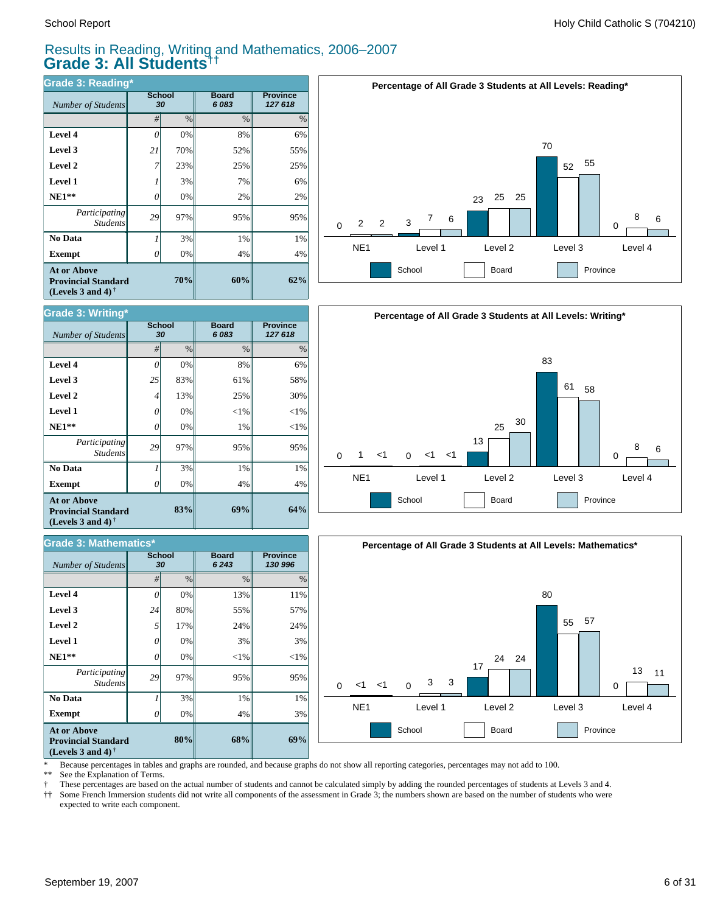# Results in Reading, Writing and Mathematics, 2006–2007
## Grade 3: All Students††

### Grade 3: Reading*

| Number of Students | School 30 | | Board 6 083 | Province 127 618 |
|---|---|---|---|---|
| | # | % | % | % |
| Level 4 | 0 | 0% | 8% | 6% |
| Level 3 | 21 | 70% | 52% | 55% |
| Level 2 | 7 | 23% | 25% | 25% |
| Level 1 | 1 | 3% | 7% | 6% |
| NE1** | 0 | 0% | 2% | 2% |
| Participating Students | 29 | 97% | 95% | 95% |
| No Data | 1 | 3% | 1% | 1% |
| Exempt | 0 | 0% | 4% | 4% |
| At or Above Provincial Standard (Levels 3 and 4)† | | 70% | 60% | 62% |

**Percentage of All Grade 3 Students at All Levels: Reading***

| | NE1 | Level 1 | Level 2 | Level 3 | Level 4 |
|---|---|---|---|---|---|
| School | 0 | 3 | 23 | 70 | 0 |
| Board | 2 | 7 | 25 | 52 | 8 |
| Province | 2 | 6 | 25 | 55 | 6 |

### Grade 3: Writing*

| Number of Students | School 30 | | Board 6 083 | Province 127 618 |
|---|---|---|---|---|
| | # | % | % | % |
| Level 4 | 0 | 0% | 8% | 6% |
| Level 3 | 25 | 83% | 61% | 58% |
| Level 2 | 4 | 13% | 25% | 30% |
| Level 1 | 0 | 0% | <1% | <1% |
| NE1** | 0 | 0% | 1% | <1% |
| Participating Students | 29 | 97% | 95% | 95% |
| No Data | 1 | 3% | 1% | 1% |
| Exempt | 0 | 0% | 4% | 4% |
| At or Above Provincial Standard (Levels 3 and 4)† | | 83% | 69% | 64% |

**Percentage of All Grade 3 Students at All Levels: Writing***

| | NE1 | Level 1 | Level 2 | Level 3 | Level 4 |
|---|---|---|---|---|---|
| School | 0 | 0 | 13 | 83 | 0 |
| Board | 1 | <1 | 25 | 61 | 8 |
| Province | <1 | <1 | 30 | 58 | 6 |

### Grade 3: Mathematics*

| Number of Students | School 30 | | Board 6 243 | Province 130 996 |
|---|---|---|---|---|
| | # | % | % | % |
| Level 4 | 0 | 0% | 13% | 11% |
| Level 3 | 24 | 80% | 55% | 57% |
| Level 2 | 5 | 17% | 24% | 24% |
| Level 1 | 0 | 0% | 3% | 3% |
| NE1** | 0 | 0% | <1% | <1% |
| Participating Students | 29 | 97% | 95% | 95% |
| No Data | 1 | 3% | 1% | 1% |
| Exempt | 0 | 0% | 4% | 3% |
| At or Above Provincial Standard (Levels 3 and 4)† | | 80% | 68% | 69% |

**Percentage of All Grade 3 Students at All Levels: Mathematics***

| | NE1 | Level 1 | Level 2 | Level 3 | Level 4 |
|---|---|---|---|---|---|
| School | 0 | 0 | 17 | 80 | 0 |
| Board | <1 | 3 | 24 | 55 | 13 |
| Province | <1 | 3 | 24 | 57 | 11 |

\* Because percentages in tables and graphs are rounded, and because graphs do not show all reporting categories, percentages may not add to 100.

** See the Explanation of Terms.

† These percentages are based on the actual number of students and cannot be calculated simply by adding the rounded percentages of students at Levels 3 and 4.

†† Some French Immersion students did not write all components of the assessment in Grade 3; the numbers shown are based on the number of students who were expected to write each component.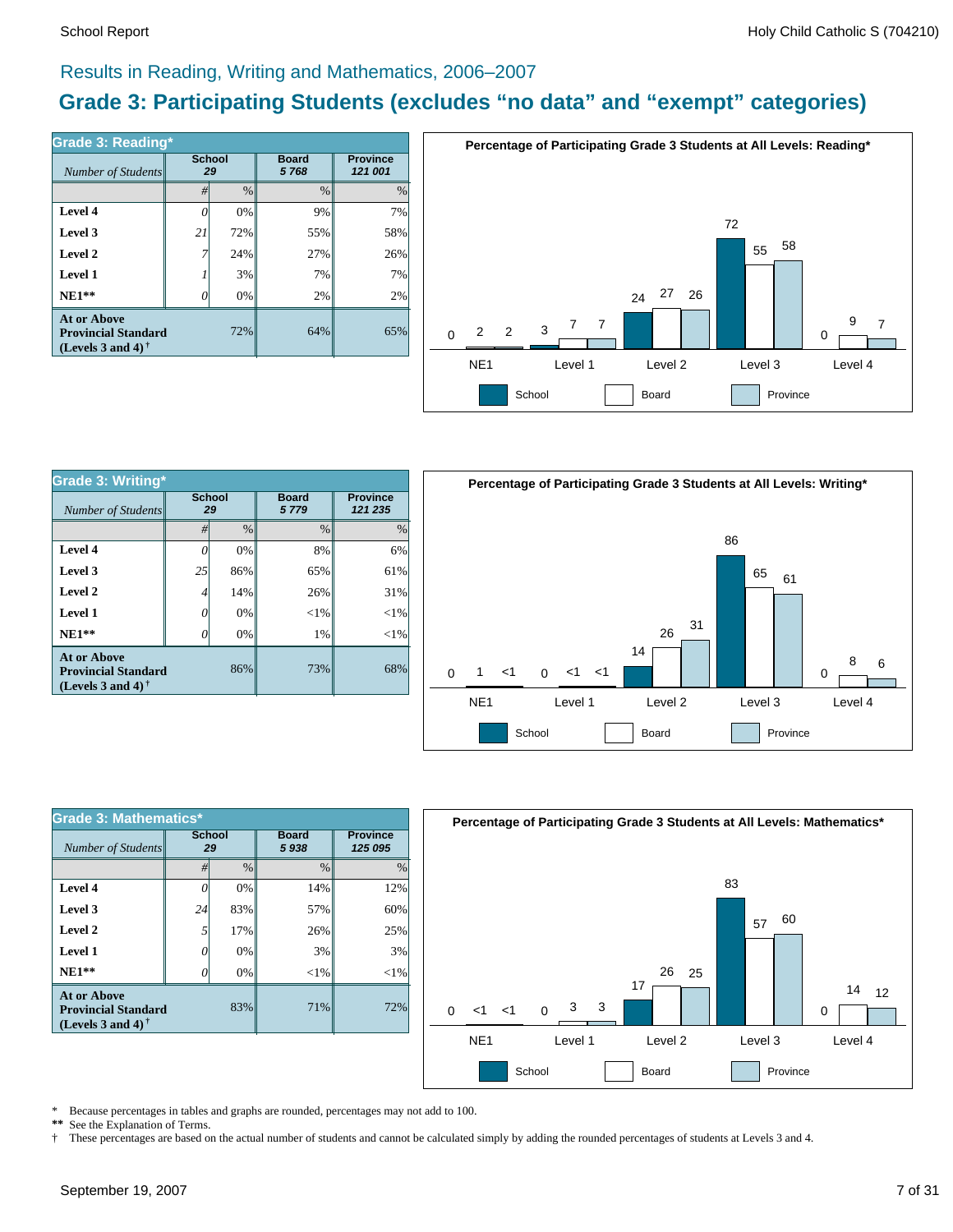## Results in Reading, Writing and Mathematics, 2006–2007

# Grade 3: Participating Students (excludes "no data" and "exempt" categories)

**Grade 3: Reading***

| *Number of Students* | School 29 | | Board 5 768 | Province 121 001 |
|---|---|---|---|---|
| | # | % | % | % |
| **Level 4** | 0 | 0% | 9% | 7% |
| **Level 3** | 21 | 72% | 55% | 58% |
| **Level 2** | 7 | 24% | 27% | 26% |
| **Level 1** | 1 | 3% | 7% | 7% |
| **NE1**** | 0 | 0% | 2% | 2% |
| **At or Above Provincial Standard (Levels 3 and 4)†** | | 72% | 64% | 65% |

**Percentage of Participating Grade 3 Students at All Levels: Reading***

| | School | Board | Province |
|---|---|---|---|
| NE1 | 0 | 2 | 2 |
| Level 1 | 3 | 7 | 7 |
| Level 2 | 24 | 27 | 26 |
| Level 3 | 72 | 55 | 58 |
| Level 4 | 0 | 9 | 7 |

**Grade 3: Writing***

| *Number of Students* | School 29 | | Board 5 779 | Province 121 235 |
|---|---|---|---|---|
| | # | % | % | % |
| **Level 4** | 0 | 0% | 8% | 6% |
| **Level 3** | 25 | 86% | 65% | 61% |
| **Level 2** | 4 | 14% | 26% | 31% |
| **Level 1** | 0 | 0% | <1% | <1% |
| **NE1**** | 0 | 0% | 1% | <1% |
| **At or Above Provincial Standard (Levels 3 and 4)†** | | 86% | 73% | 68% |

**Percentage of Participating Grade 3 Students at All Levels: Writing***

| | School | Board | Province |
|---|---|---|---|
| NE1 | 0 | 1 | <1 |
| Level 1 | 0 | <1 | <1 |
| Level 2 | 14 | 26 | 31 |
| Level 3 | 86 | 65 | 61 |
| Level 4 | 0 | 8 | 6 |

**Grade 3: Mathematics***

| *Number of Students* | School 29 | | Board 5 938 | Province 125 095 |
|---|---|---|---|---|
| | # | % | % | % |
| **Level 4** | 0 | 0% | 14% | 12% |
| **Level 3** | 24 | 83% | 57% | 60% |
| **Level 2** | 5 | 17% | 26% | 25% |
| **Level 1** | 0 | 0% | 3% | 3% |
| **NE1**** | 0 | 0% | <1% | <1% |
| **At or Above Provincial Standard (Levels 3 and 4)†** | | 83% | 71% | 72% |

**Percentage of Participating Grade 3 Students at All Levels: Mathematics***

| | School | Board | Province |
|---|---|---|---|
| NE1 | 0 | <1 | <1 |
| Level 1 | 0 | 3 | 3 |
| Level 2 | 17 | 26 | 25 |
| Level 3 | 83 | 57 | 60 |
| Level 4 | 0 | 14 | 12 |

\* Because percentages in tables and graphs are rounded, percentages may not add to 100.

** See the Explanation of Terms.

† These percentages are based on the actual number of students and cannot be calculated simply by adding the rounded percentages of students at Levels 3 and 4.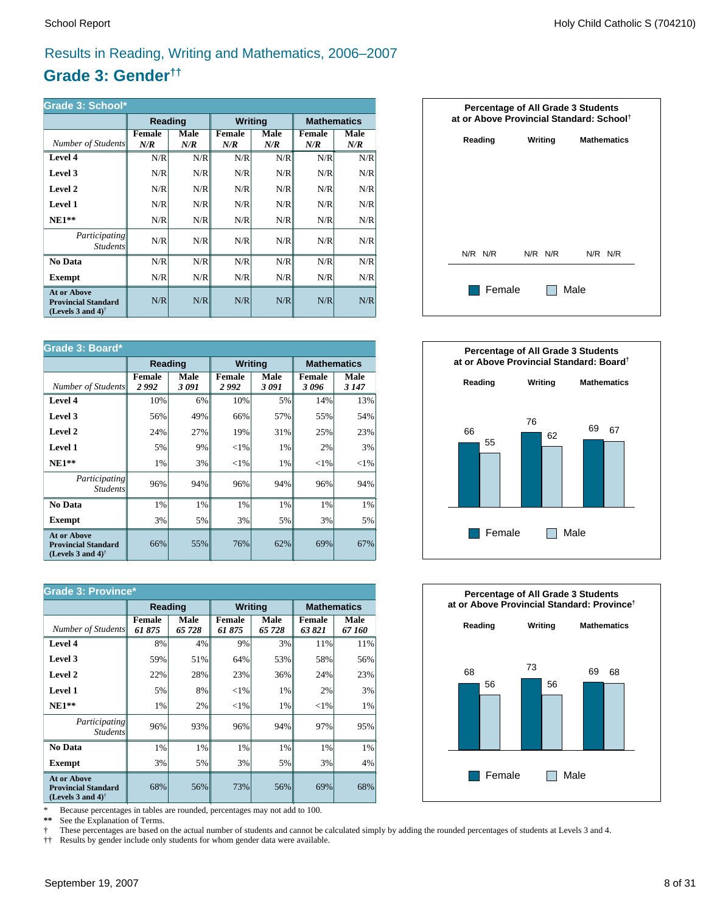## Results in Reading, Writing and Mathematics, 2006–2007

# Grade 3: Gender††

**Grade 3: School***

| | Reading | | Writing | | Mathematics | |
|---|---|---|---|---|---|---|
| *Number of Students* | Female *N/R* | Male *N/R* | Female *N/R* | Male *N/R* | Female *N/R* | Male *N/R* |
| **Level 4** | N/R | N/R | N/R | N/R | N/R | N/R |
| **Level 3** | N/R | N/R | N/R | N/R | N/R | N/R |
| **Level 2** | N/R | N/R | N/R | N/R | N/R | N/R |
| **Level 1** | N/R | N/R | N/R | N/R | N/R | N/R |
| **NE1**** | N/R | N/R | N/R | N/R | N/R | N/R |
| *Participating Students* | N/R | N/R | N/R | N/R | N/R | N/R |
| **No Data** | N/R | N/R | N/R | N/R | N/R | N/R |
| **Exempt** | N/R | N/R | N/R | N/R | N/R | N/R |
| **At or Above Provincial Standard (Levels 3 and 4)†** | N/R | N/R | N/R | N/R | N/R | N/R |

**Percentage of All Grade 3 Students at or Above Provincial Standard: School†**

| | Reading | Writing | Mathematics |
|---|---|---|---|
| Female | N/R | N/R | N/R |
| Male | N/R | N/R | N/R |

**Grade 3: Board***

| | Reading | | Writing | | Mathematics | |
|---|---|---|---|---|---|---|
| *Number of Students* | Female *2 992* | Male *3 091* | Female *2 992* | Male *3 091* | Female *3 096* | Male *3 147* |
| **Level 4** | 10% | 6% | 10% | 5% | 14% | 13% |
| **Level 3** | 56% | 49% | 66% | 57% | 55% | 54% |
| **Level 2** | 24% | 27% | 19% | 31% | 25% | 23% |
| **Level 1** | 5% | 9% | <1% | 1% | 2% | 3% |
| **NE1**** | 1% | 3% | <1% | 1% | <1% | <1% |
| *Participating Students* | 96% | 94% | 96% | 94% | 96% | 94% |
| **No Data** | 1% | 1% | 1% | 1% | 1% | 1% |
| **Exempt** | 3% | 5% | 3% | 5% | 3% | 5% |
| **At or Above Provincial Standard (Levels 3 and 4)†** | 66% | 55% | 76% | 62% | 69% | 67% |

**Percentage of All Grade 3 Students at or Above Provincial Standard: Board†**

| | Reading | Writing | Mathematics |
|---|---|---|---|
| Female | 66 | 76 | 69 |
| Male | 55 | 62 | 67 |

**Grade 3: Province***

| | Reading | | Writing | | Mathematics | |
|---|---|---|---|---|---|---|
| *Number of Students* | Female *61 875* | Male *65 728* | Female *61 875* | Male *65 728* | Female *63 821* | Male *67 160* |
| **Level 4** | 8% | 4% | 9% | 3% | 11% | 11% |
| **Level 3** | 59% | 51% | 64% | 53% | 58% | 56% |
| **Level 2** | 22% | 28% | 23% | 36% | 24% | 23% |
| **Level 1** | 5% | 8% | <1% | 1% | 2% | 3% |
| **NE1**** | 1% | 2% | <1% | 1% | <1% | 1% |
| *Participating Students* | 96% | 93% | 96% | 94% | 97% | 95% |
| **No Data** | 1% | 1% | 1% | 1% | 1% | 1% |
| **Exempt** | 3% | 5% | 3% | 5% | 3% | 4% |
| **At or Above Provincial Standard (Levels 3 and 4)†** | 68% | 56% | 73% | 56% | 69% | 68% |

**Percentage of All Grade 3 Students at or Above Provincial Standard: Province†**

| | Reading | Writing | Mathematics |
|---|---|---|---|
| Female | 68 | 73 | 69 |
| Male | 56 | 56 | 68 |

\* Because percentages in tables are rounded, percentages may not add to 100.

** See the Explanation of Terms.

† These percentages are based on the actual number of students and cannot be calculated simply by adding the rounded percentages of students at Levels 3 and 4.

†† Results by gender include only students for whom gender data were available.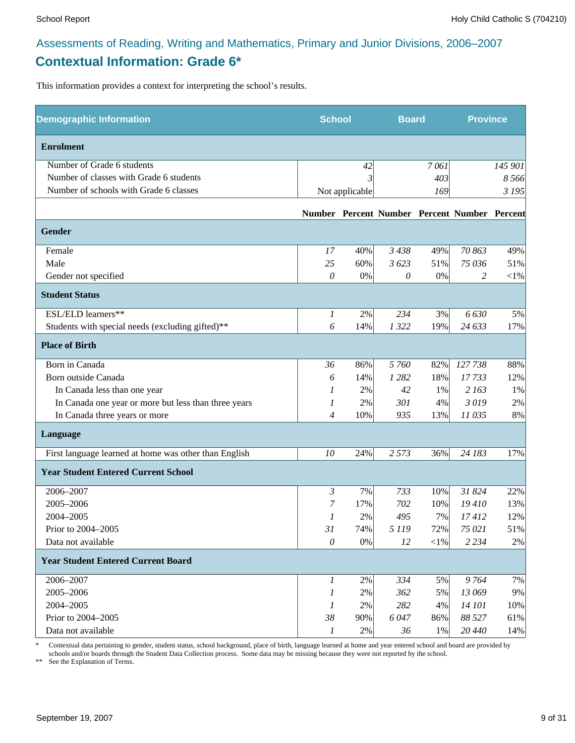## Assessments of Reading, Writing and Mathematics, Primary and Junior Divisions, 2006–2007

# Contextual Information: Grade 6*

This information provides a context for interpreting the school's results.

| Demographic Information | School | | Board | | Province | |
|---|---|---|---|---|---|---|
| **Enrolment** | | | | | | |
| Number of Grade 6 students | | *42* | | *7 061* | | *145 901* |
| Number of classes with Grade 6 students | | *3* | | *403* | | *8 566* |
| Number of schools with Grade 6 classes | | Not applicable | | *169* | | *3 195* |
| | **Number** | **Percent** | **Number** | **Percent** | **Number** | **Percent** |
| **Gender** | | | | | | |
| Female | *17* | 40% | *3 438* | 49% | *70 863* | 49% |
| Male | *25* | 60% | *3 623* | 51% | *75 036* | 51% |
| Gender not specified | *0* | 0% | *0* | 0% | *2* | <1% |
| **Student Status** | | | | | | |
| ESL/ELD learners** | *1* | 2% | *234* | 3% | *6 630* | 5% |
| Students with special needs (excluding gifted)** | *6* | 14% | *1 322* | 19% | *24 633* | 17% |
| **Place of Birth** | | | | | | |
| Born in Canada | *36* | 86% | *5 760* | 82% | *127 738* | 88% |
| Born outside Canada | *6* | 14% | *1 282* | 18% | *17 733* | 12% |
| In Canada less than one year | *1* | 2% | *42* | 1% | *2 163* | 1% |
| In Canada one year or more but less than three years | *1* | 2% | *301* | 4% | *3 019* | 2% |
| In Canada three years or more | *4* | 10% | *935* | 13% | *11 035* | 8% |
| **Language** | | | | | | |
| First language learned at home was other than English | *10* | 24% | *2 573* | 36% | *24 183* | 17% |
| **Year Student Entered Current School** | | | | | | |
| 2006–2007 | *3* | 7% | *733* | 10% | *31 824* | 22% |
| 2005–2006 | *7* | 17% | *702* | 10% | *19 410* | 13% |
| 2004–2005 | *1* | 2% | *495* | 7% | *17 412* | 12% |
| Prior to 2004–2005 | *31* | 74% | *5 119* | 72% | *75 021* | 51% |
| Data not available | *0* | 0% | *12* | <1% | *2 234* | 2% |
| **Year Student Entered Current Board** | | | | | | |
| 2006–2007 | *1* | 2% | *334* | 5% | *9 764* | 7% |
| 2005–2006 | *1* | 2% | *362* | 5% | *13 069* | 9% |
| 2004–2005 | *1* | 2% | *282* | 4% | *14 101* | 10% |
| Prior to 2004–2005 | *38* | 90% | *6 047* | 86% | *88 527* | 61% |
| Data not available | *1* | 2% | *36* | 1% | *20 440* | 14% |

\* Contextual data pertaining to gender, student status, school background, place of birth, language learned at home and year entered school and board are provided by schools and/or boards through the Student Data Collection process. Some data may be missing because they were not reported by the school.

** See the Explanation of Terms.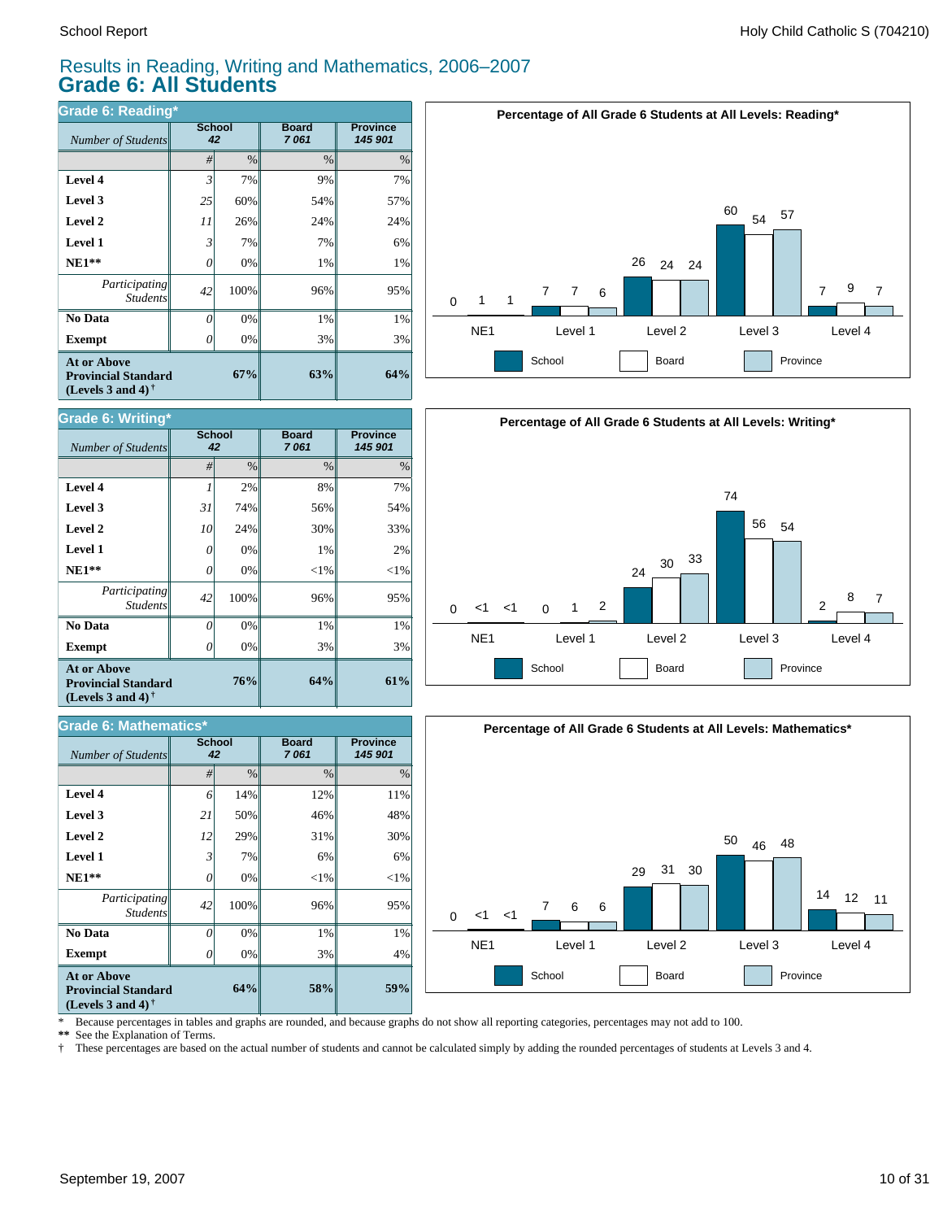# Results in Reading, Writing and Mathematics, 2006–2007

## Grade 6: All Students

### Grade 6: Reading*

| *Number of Students* | School 42 | | Board 7 061 | Province 145 901 |
|---|---|---|---|---|
| | # | % | % | % |
| **Level 4** | 3 | 7% | 9% | 7% |
| **Level 3** | 25 | 60% | 54% | 57% |
| **Level 2** | 11 | 26% | 24% | 24% |
| **Level 1** | 3 | 7% | 7% | 6% |
| **NE1**** | 0 | 0% | 1% | 1% |
| *Participating Students* | 42 | 100% | 96% | 95% |
| **No Data** | 0 | 0% | 1% | 1% |
| **Exempt** | 0 | 0% | 3% | 3% |
| **At or Above Provincial Standard (Levels 3 and 4)†** | | **67%** | **63%** | **64%** |

**Percentage of All Grade 6 Students at All Levels: Reading***

| | NE1 | Level 1 | Level 2 | Level 3 | Level 4 |
|---|---|---|---|---|---|
| School | 0 | 7 | 26 | 60 | 7 |
| Board | 1 | 7 | 24 | 54 | 9 |
| Province | 1 | 6 | 24 | 57 | 7 |

### Grade 6: Writing*

| *Number of Students* | School 42 | | Board 7 061 | Province 145 901 |
|---|---|---|---|---|
| | # | % | % | % |
| **Level 4** | 1 | 2% | 8% | 7% |
| **Level 3** | 31 | 74% | 56% | 54% |
| **Level 2** | 10 | 24% | 30% | 33% |
| **Level 1** | 0 | 0% | 1% | 2% |
| **NE1**** | 0 | 0% | <1% | <1% |
| *Participating Students* | 42 | 100% | 96% | 95% |
| **No Data** | 0 | 0% | 1% | 1% |
| **Exempt** | 0 | 0% | 3% | 3% |
| **At or Above Provincial Standard (Levels 3 and 4)†** | | **76%** | **64%** | **61%** |

**Percentage of All Grade 6 Students at All Levels: Writing***

| | NE1 | Level 1 | Level 2 | Level 3 | Level 4 |
|---|---|---|---|---|---|
| School | 0 | 0 | 24 | 74 | 2 |
| Board | <1 | 1 | 30 | 56 | 8 |
| Province | <1 | 2 | 33 | 54 | 7 |

### Grade 6: Mathematics*

| *Number of Students* | School 42 | | Board 7 061 | Province 145 901 |
|---|---|---|---|---|
| | # | % | % | % |
| **Level 4** | 6 | 14% | 12% | 11% |
| **Level 3** | 21 | 50% | 46% | 48% |
| **Level 2** | 12 | 29% | 31% | 30% |
| **Level 1** | 3 | 7% | 6% | 6% |
| **NE1**** | 0 | 0% | <1% | <1% |
| *Participating Students* | 42 | 100% | 96% | 95% |
| **No Data** | 0 | 0% | 1% | 1% |
| **Exempt** | 0 | 0% | 3% | 4% |
| **At or Above Provincial Standard (Levels 3 and 4)†** | | **64%** | **58%** | **59%** |

**Percentage of All Grade 6 Students at All Levels: Mathematics***

| | NE1 | Level 1 | Level 2 | Level 3 | Level 4 |
|---|---|---|---|---|---|
| School | 0 | 7 | 29 | 50 | 14 |
| Board | <1 | 6 | 31 | 46 | 12 |
| Province | <1 | 6 | 30 | 48 | 11 |

\* Because percentages in tables and graphs are rounded, and because graphs do not show all reporting categories, percentages may not add to 100.

** See the Explanation of Terms.

† These percentages are based on the actual number of students and cannot be calculated simply by adding the rounded percentages of students at Levels 3 and 4.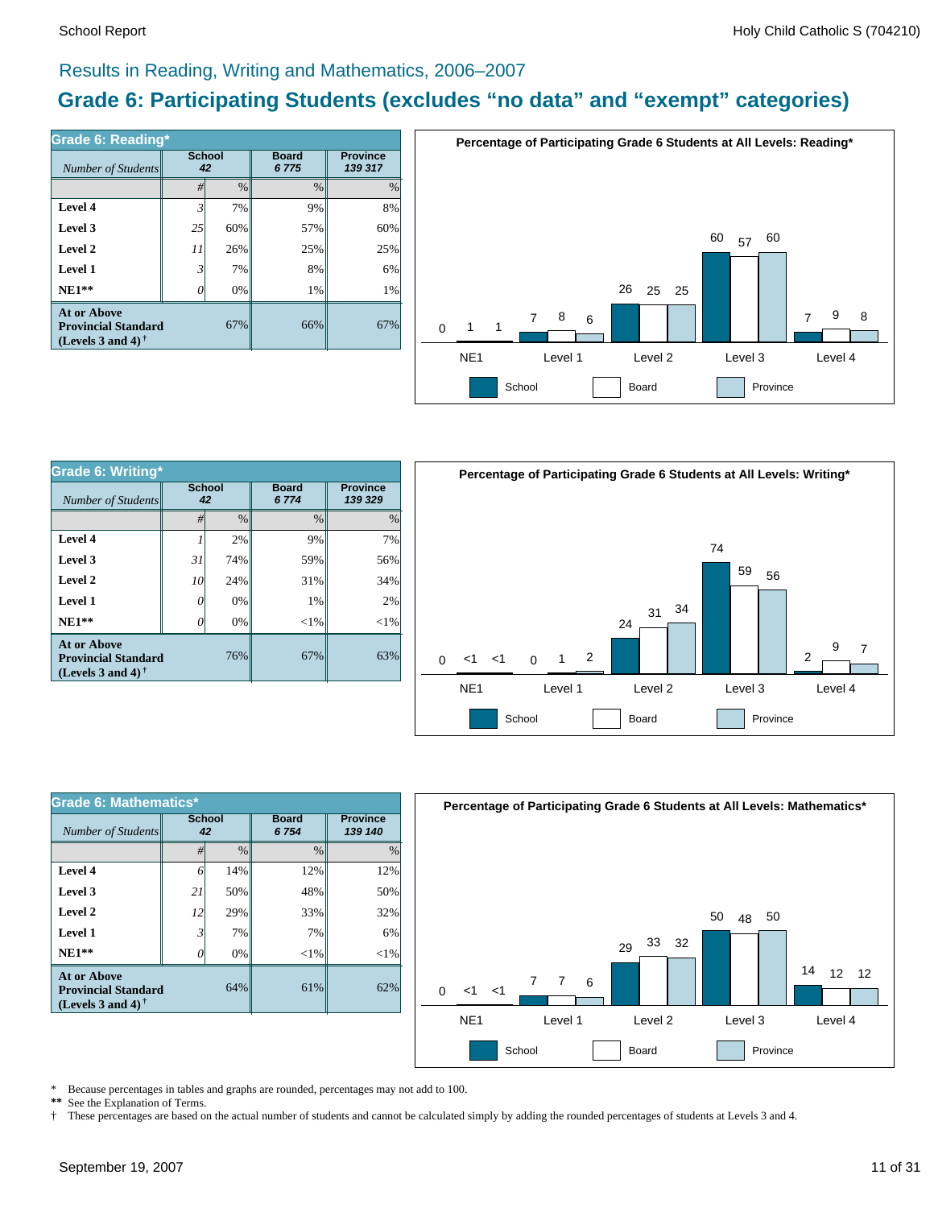## Results in Reading, Writing and Mathematics, 2006–2007

# Grade 6: Participating Students (excludes "no data" and "exempt" categories)

| Grade 6: Reading* | School | | Board | Province |
|---|---|---|---|---|
| *Number of Students* | 42 | | 6 775 | 139 317 |
| | # | % | % | % |
| **Level 4** | 3 | 7% | 9% | 8% |
| **Level 3** | 25 | 60% | 57% | 60% |
| **Level 2** | 11 | 26% | 25% | 25% |
| **Level 1** | 3 | 7% | 8% | 6% |
| **NE1**** | 0 | 0% | 1% | 1% |
| **At or Above Provincial Standard (Levels 3 and 4)†** | | 67% | 66% | 67% |

**Percentage of Participating Grade 6 Students at All Levels: Reading***

| | NE1 | Level 1 | Level 2 | Level 3 | Level 4 |
|---|---|---|---|---|---|
| School | 0 | 7 | 26 | 60 | 7 |
| Board | 1 | 8 | 25 | 57 | 9 |
| Province | 1 | 6 | 25 | 60 | 8 |

| Grade 6: Writing* | School | | Board | Province |
|---|---|---|---|---|
| *Number of Students* | 42 | | 6 774 | 139 329 |
| | # | % | % | % |
| **Level 4** | 1 | 2% | 9% | 7% |
| **Level 3** | 31 | 74% | 59% | 56% |
| **Level 2** | 10 | 24% | 31% | 34% |
| **Level 1** | 0 | 0% | 1% | 2% |
| **NE1**** | 0 | 0% | <1% | <1% |
| **At or Above Provincial Standard (Levels 3 and 4)†** | | 76% | 67% | 63% |

**Percentage of Participating Grade 6 Students at All Levels: Writing***

| | NE1 | Level 1 | Level 2 | Level 3 | Level 4 |
|---|---|---|---|---|---|
| School | 0 | 0 | 24 | 74 | 2 |
| Board | <1 | 1 | 31 | 59 | 9 |
| Province | <1 | 2 | 34 | 56 | 7 |

| Grade 6: Mathematics* | School | | Board | Province |
|---|---|---|---|---|
| *Number of Students* | 42 | | 6 754 | 139 140 |
| | # | % | % | % |
| **Level 4** | 6 | 14% | 12% | 12% |
| **Level 3** | 21 | 50% | 48% | 50% |
| **Level 2** | 12 | 29% | 33% | 32% |
| **Level 1** | 3 | 7% | 7% | 6% |
| **NE1**** | 0 | 0% | <1% | <1% |
| **At or Above Provincial Standard (Levels 3 and 4)†** | | 64% | 61% | 62% |

**Percentage of Participating Grade 6 Students at All Levels: Mathematics***

| | NE1 | Level 1 | Level 2 | Level 3 | Level 4 |
|---|---|---|---|---|---|
| School | 0 | 7 | 29 | 50 | 14 |
| Board | <1 | 7 | 33 | 48 | 12 |
| Province | <1 | 6 | 32 | 50 | 12 |

\* Because percentages in tables and graphs are rounded, percentages may not add to 100.
** See the Explanation of Terms.
† These percentages are based on the actual number of students and cannot be calculated simply by adding the rounded percentages of students at Levels 3 and 4.

September 19, 2007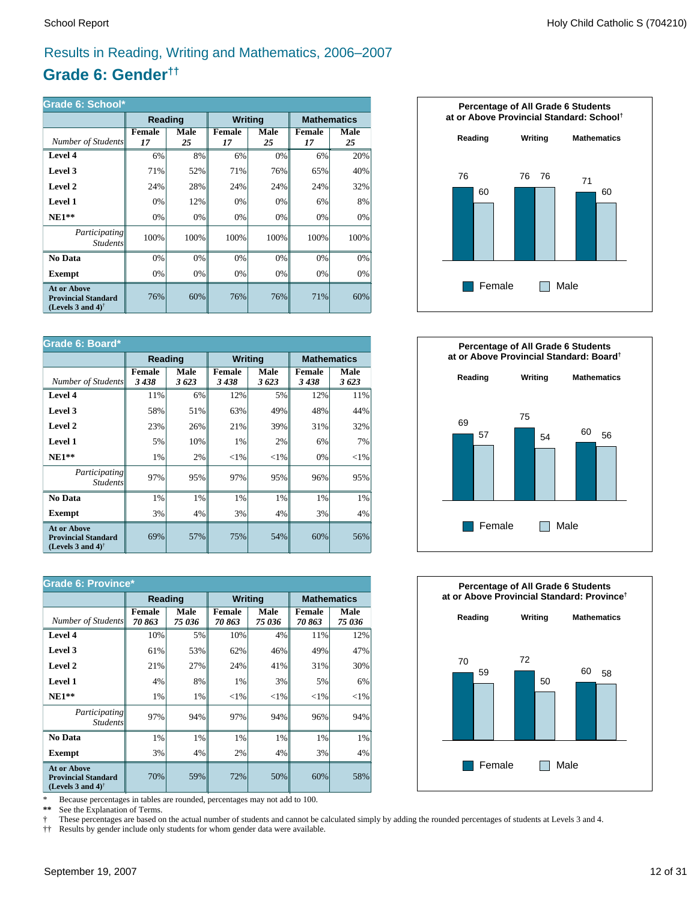# Results in Reading, Writing and Mathematics, 2006–2007

## Grade 6: Gender††

**Grade 6: School***

| | Reading | | Writing | | Mathematics | |
|---|---|---|---|---|---|---|
| *Number of Students* | Female *17* | Male *25* | Female *17* | Male *25* | Female *17* | Male *25* |
| **Level 4** | 6% | 8% | 6% | 0% | 6% | 20% |
| **Level 3** | 71% | 52% | 71% | 76% | 65% | 40% |
| **Level 2** | 24% | 28% | 24% | 24% | 24% | 32% |
| **Level 1** | 0% | 12% | 0% | 0% | 6% | 8% |
| **NE1**** | 0% | 0% | 0% | 0% | 0% | 0% |
| *Participating Students* | 100% | 100% | 100% | 100% | 100% | 100% |
| **No Data** | 0% | 0% | 0% | 0% | 0% | 0% |
| **Exempt** | 0% | 0% | 0% | 0% | 0% | 0% |
| **At or Above Provincial Standard (Levels 3 and 4)†** | 76% | 60% | 76% | 76% | 71% | 60% |

**Percentage of All Grade 6 Students at or Above Provincial Standard: School†**

| | Female | Male |
|---|---|---|
| Reading | 76 | 60 |
| Writing | 76 | 76 |
| Mathematics | 71 | 60 |

**Grade 6: Board***

| | Reading | | Writing | | Mathematics | |
|---|---|---|---|---|---|---|
| *Number of Students* | Female *3 438* | Male *3 623* | Female *3 438* | Male *3 623* | Female *3 438* | Male *3 623* |
| **Level 4** | 11% | 6% | 12% | 5% | 12% | 11% |
| **Level 3** | 58% | 51% | 63% | 49% | 48% | 44% |
| **Level 2** | 23% | 26% | 21% | 39% | 31% | 32% |
| **Level 1** | 5% | 10% | 1% | 2% | 6% | 7% |
| **NE1**** | 1% | 2% | <1% | <1% | 0% | <1% |
| *Participating Students* | 97% | 95% | 97% | 95% | 96% | 95% |
| **No Data** | 1% | 1% | 1% | 1% | 1% | 1% |
| **Exempt** | 3% | 4% | 3% | 4% | 3% | 4% |
| **At or Above Provincial Standard (Levels 3 and 4)†** | 69% | 57% | 75% | 54% | 60% | 56% |

**Percentage of All Grade 6 Students at or Above Provincial Standard: Board†**

| | Female | Male |
|---|---|---|
| Reading | 69 | 57 |
| Writing | 75 | 54 |
| Mathematics | 60 | 56 |

**Grade 6: Province***

| | Reading | | Writing | | Mathematics | |
|---|---|---|---|---|---|---|
| *Number of Students* | Female *70 863* | Male *75 036* | Female *70 863* | Male *75 036* | Female *70 863* | Male *75 036* |
| **Level 4** | 10% | 5% | 10% | 4% | 11% | 12% |
| **Level 3** | 61% | 53% | 62% | 46% | 49% | 47% |
| **Level 2** | 21% | 27% | 24% | 41% | 31% | 30% |
| **Level 1** | 4% | 8% | 1% | 3% | 5% | 6% |
| **NE1**** | 1% | 1% | <1% | <1% | <1% | <1% |
| *Participating Students* | 97% | 94% | 97% | 94% | 96% | 94% |
| **No Data** | 1% | 1% | 1% | 1% | 1% | 1% |
| **Exempt** | 3% | 4% | 2% | 4% | 3% | 4% |
| **At or Above Provincial Standard (Levels 3 and 4)†** | 70% | 59% | 72% | 50% | 60% | 58% |

**Percentage of All Grade 6 Students at or Above Provincial Standard: Province†**

| | Female | Male |
|---|---|---|
| Reading | 70 | 59 |
| Writing | 72 | 50 |
| Mathematics | 60 | 58 |

\* Because percentages in tables are rounded, percentages may not add to 100.

** See the Explanation of Terms.

† These percentages are based on the actual number of students and cannot be calculated simply by adding the rounded percentages of students at Levels 3 and 4.

†† Results by gender include only students for whom gender data were available.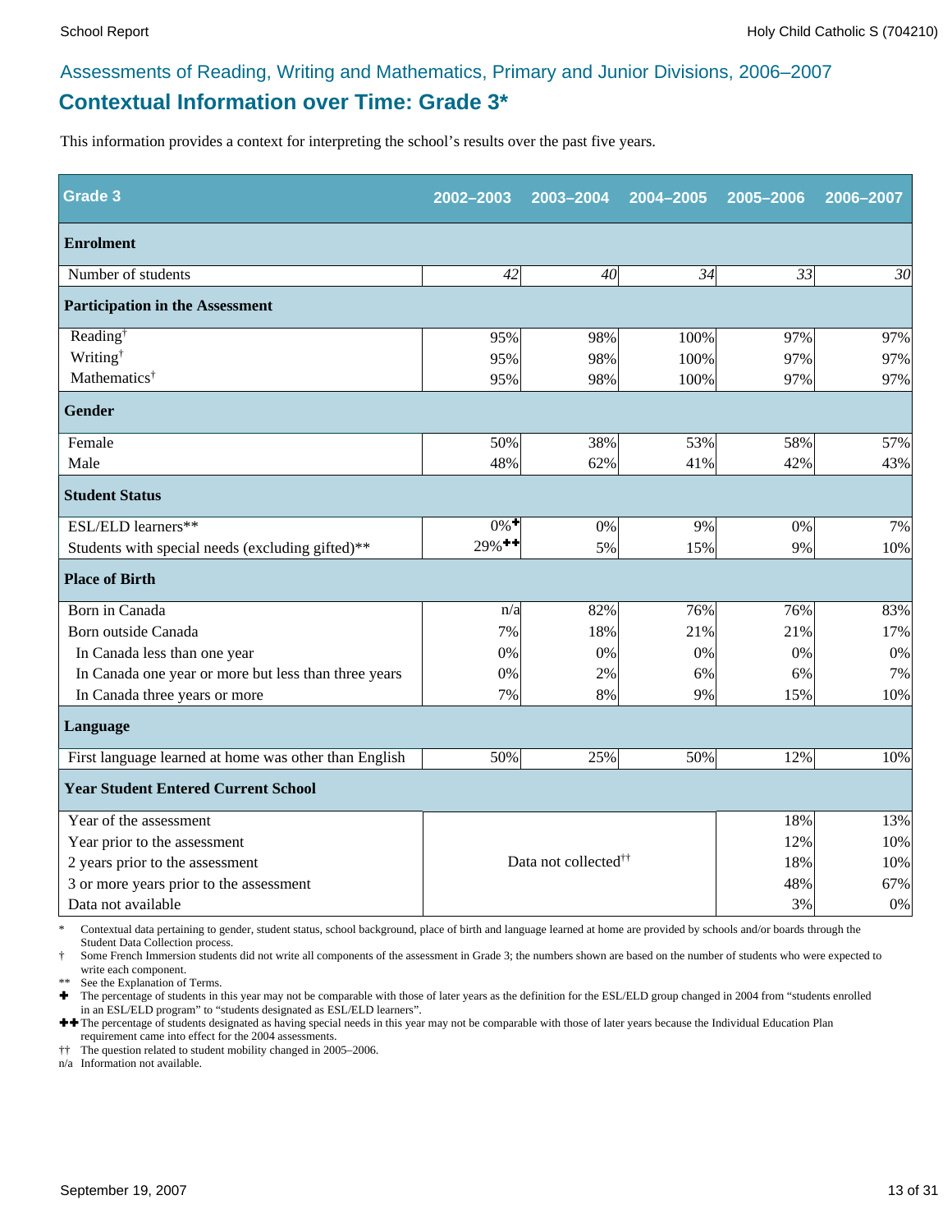Assessments of Reading, Writing and Mathematics, Primary and Junior Divisions, 2006–2007

## Contextual Information over Time: Grade 3*

This information provides a context for interpreting the school's results over the past five years.

| Grade 3 | 2002–2003 | 2003–2004 | 2004–2005 | 2005–2006 | 2006–2007 |
|---|---|---|---|---|---|
| **Enrolment** | | | | | |
| Number of students | *42* | *40* | *34* | *33* | *30* |
| **Participation in the Assessment** | | | | | |
| Reading† | 95% | 98% | 100% | 97% | 97% |
| Writing† | 95% | 98% | 100% | 97% | 97% |
| Mathematics† | 95% | 98% | 100% | 97% | 97% |
| **Gender** | | | | | |
| Female | 50% | 38% | 53% | 58% | 57% |
| Male | 48% | 62% | 41% | 42% | 43% |
| **Student Status** | | | | | |
| ESL/ELD learners** | 0%✚ | 0% | 9% | 0% | 7% |
| Students with special needs (excluding gifted)** | 29%✚✚ | 5% | 15% | 9% | 10% |
| **Place of Birth** | | | | | |
| Born in Canada | n/a | 82% | 76% | 76% | 83% |
| Born outside Canada | 7% | 18% | 21% | 21% | 17% |
| In Canada less than one year | 0% | 0% | 0% | 0% | 0% |
| In Canada one year or more but less than three years | 0% | 2% | 6% | 6% | 7% |
| In Canada three years or more | 7% | 8% | 9% | 15% | 10% |
| **Language** | | | | | |
| First language learned at home was other than English | 50% | 25% | 50% | 12% | 10% |
| **Year Student Entered Current School** | | | | | |
| Year of the assessment | Data not collected†† | | | 18% | 13% |
| Year prior to the assessment | | | | 12% | 10% |
| 2 years prior to the assessment | | | | 18% | 10% |
| 3 or more years prior to the assessment | | | | 48% | 67% |
| Data not available | | | | 3% | 0% |

\* Contextual data pertaining to gender, student status, school background, place of birth and language learned at home are provided by schools and/or boards through the Student Data Collection process.

† Some French Immersion students did not write all components of the assessment in Grade 3; the numbers shown are based on the number of students who were expected to write each component.

** See the Explanation of Terms.

✚ The percentage of students in this year may not be comparable with those of later years as the definition for the ESL/ELD group changed in 2004 from "students enrolled in an ESL/ELD program" to "students designated as ESL/ELD learners".

✚✚ The percentage of students designated as having special needs in this year may not be comparable with those of later years because the Individual Education Plan requirement came into effect for the 2004 assessments.

†† The question related to student mobility changed in 2005–2006.

n/a Information not available.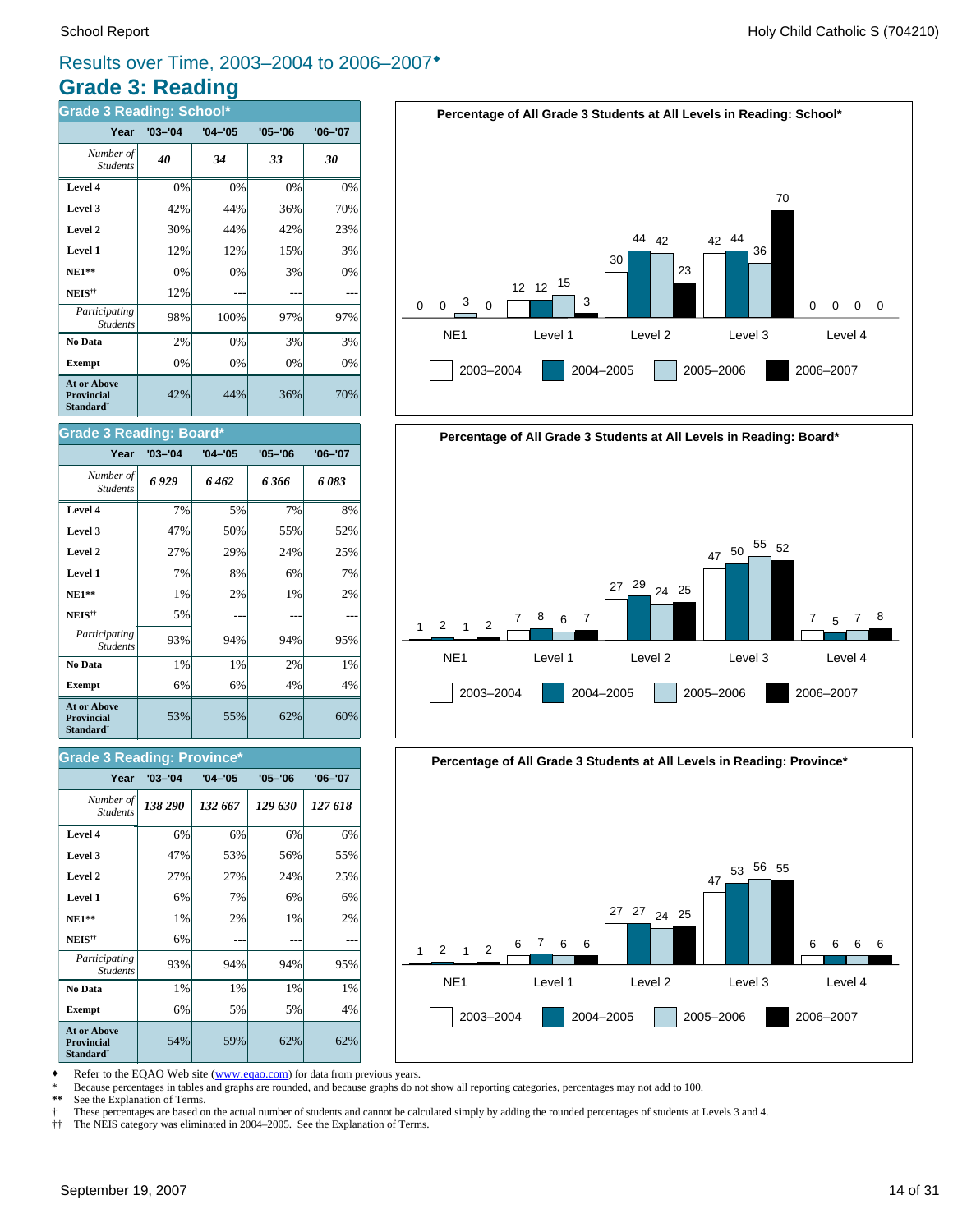# Results over Time, 2003–2004 to 2006–2007♦

## Grade 3: Reading

### Grade 3 Reading: School*

| Year | '03–'04 | '04–'05 | '05–'06 | '06–'07 |
|---|---|---|---|---|
| *Number of Students* | *40* | *34* | *33* | *30* |
| **Level 4** | 0% | 0% | 0% | 0% |
| **Level 3** | 42% | 44% | 36% | 70% |
| **Level 2** | 30% | 44% | 42% | 23% |
| **Level 1** | 12% | 12% | 15% | 3% |
| **NE1**** | 0% | 0% | 3% | 0% |
| **NEIS**†† | 12% | --- | --- | --- |
| *Participating Students* | 98% | 100% | 97% | 97% |
| **No Data** | 2% | 0% | 3% | 3% |
| **Exempt** | 0% | 0% | 0% | 0% |
| **At or Above Provincial Standard**† | 42% | 44% | 36% | 70% |

**Percentage of All Grade 3 Students at All Levels in Reading: School***

| | NE1 | Level 1 | Level 2 | Level 3 | Level 4 |
|---|---|---|---|---|---|
| 2003–2004 | 0 | 12 | 30 | 42 | 0 |
| 2004–2005 | 0 | 12 | 44 | 44 | 0 |
| 2005–2006 | 3 | 15 | 42 | 36 | 0 |
| 2006–2007 | 0 | 3 | 23 | 70 | 0 |

### Grade 3 Reading: Board*

| Year | '03–'04 | '04–'05 | '05–'06 | '06–'07 |
|---|---|---|---|---|
| *Number of Students* | *6 929* | *6 462* | *6 366* | *6 083* |
| **Level 4** | 7% | 5% | 7% | 8% |
| **Level 3** | 47% | 50% | 55% | 52% |
| **Level 2** | 27% | 29% | 24% | 25% |
| **Level 1** | 7% | 8% | 6% | 7% |
| **NE1**** | 1% | 2% | 1% | 2% |
| **NEIS**†† | 5% | --- | --- | --- |
| *Participating Students* | 93% | 94% | 94% | 95% |
| **No Data** | 1% | 1% | 2% | 1% |
| **Exempt** | 6% | 6% | 4% | 4% |
| **At or Above Provincial Standard**† | 53% | 55% | 62% | 60% |

**Percentage of All Grade 3 Students at All Levels in Reading: Board***

| | NE1 | Level 1 | Level 2 | Level 3 | Level 4 |
|---|---|---|---|---|---|
| 2003–2004 | 1 | 7 | 27 | 47 | 7 |
| 2004–2005 | 2 | 8 | 29 | 50 | 5 |
| 2005–2006 | 1 | 6 | 24 | 55 | 7 |
| 2006–2007 | 2 | 7 | 25 | 52 | 8 |

### Grade 3 Reading: Province*

| Year | '03–'04 | '04–'05 | '05–'06 | '06–'07 |
|---|---|---|---|---|
| *Number of Students* | *138 290* | *132 667* | *129 630* | *127 618* |
| **Level 4** | 6% | 6% | 6% | 6% |
| **Level 3** | 47% | 53% | 56% | 55% |
| **Level 2** | 27% | 27% | 24% | 25% |
| **Level 1** | 6% | 7% | 6% | 6% |
| **NE1**** | 1% | 2% | 1% | 2% |
| **NEIS**†† | 6% | --- | --- | --- |
| *Participating Students* | 93% | 94% | 94% | 95% |
| **No Data** | 1% | 1% | 1% | 1% |
| **Exempt** | 6% | 5% | 5% | 4% |
| **At or Above Provincial Standard**† | 54% | 59% | 62% | 62% |

**Percentage of All Grade 3 Students at All Levels in Reading: Province***

| | NE1 | Level 1 | Level 2 | Level 3 | Level 4 |
|---|---|---|---|---|---|
| 2003–2004 | 1 | 6 | 27 | 47 | 6 |
| 2004–2005 | 2 | 7 | 27 | 53 | 6 |
| 2005–2006 | 1 | 6 | 24 | 56 | 6 |
| 2006–2007 | 2 | 6 | 25 | 55 | 6 |

♦ Refer to the EQAO Web site (www.eqao.com) for data from previous years.
\* Because percentages in tables and graphs are rounded, and because graphs do not show all reporting categories, percentages may not add to 100.
** See the Explanation of Terms.
† These percentages are based on the actual number of students and cannot be calculated simply by adding the rounded percentages of students at Levels 3 and 4.
†† The NEIS category was eliminated in 2004–2005. See the Explanation of Terms.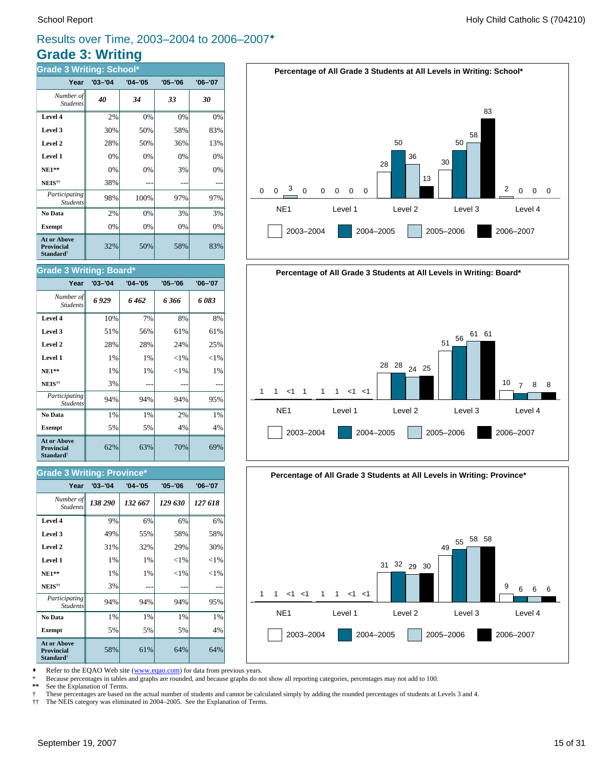## Results over Time, 2003–2004 to 2006–2007♦

# Grade 3: Writing

### Grade 3 Writing: School*

| Year | '03–'04 | '04–'05 | '05–'06 | '06–'07 |
|---|---|---|---|---|
| *Number of Students* | ***40*** | ***34*** | ***33*** | ***30*** |
| **Level 4** | 2% | 0% | 0% | 0% |
| **Level 3** | 30% | 50% | 58% | 83% |
| **Level 2** | 28% | 50% | 36% | 13% |
| **Level 1** | 0% | 0% | 0% | 0% |
| **NE1**** | 0% | 0% | 3% | 0% |
| **NEIS**†† | 38% | --- | --- | --- |
| *Participating Students* | 98% | 100% | 97% | 97% |
| **No Data** | 2% | 0% | 3% | 3% |
| **Exempt** | 0% | 0% | 0% | 0% |
| **At or Above Provincial Standard**† | 32% | 50% | 58% | 83% |

**Percentage of All Grade 3 Students at All Levels in Writing: School***

| | 2003–2004 | 2004–2005 | 2005–2006 | 2006–2007 |
|---|---|---|---|---|
| NE1 | 0 | 0 | 3 | 0 |
| Level 1 | 0 | 0 | 0 | 0 |
| Level 2 | 28 | 50 | 36 | 13 |
| Level 3 | 30 | 50 | 58 | 83 |
| Level 4 | 2 | 0 | 0 | 0 |

### Grade 3 Writing: Board*

| Year | '03–'04 | '04–'05 | '05–'06 | '06–'07 |
|---|---|---|---|---|
| *Number of Students* | ***6 929*** | ***6 462*** | ***6 366*** | ***6 083*** |
| **Level 4** | 10% | 7% | 8% | 8% |
| **Level 3** | 51% | 56% | 61% | 61% |
| **Level 2** | 28% | 28% | 24% | 25% |
| **Level 1** | 1% | 1% | <1% | <1% |
| **NE1**** | 1% | 1% | <1% | 1% |
| **NEIS**†† | 3% | --- | --- | --- |
| *Participating Students* | 94% | 94% | 94% | 95% |
| **No Data** | 1% | 1% | 2% | 1% |
| **Exempt** | 5% | 5% | 4% | 4% |
| **At or Above Provincial Standard**† | 62% | 63% | 70% | 69% |

**Percentage of All Grade 3 Students at All Levels in Writing: Board***

| | 2003–2004 | 2004–2005 | 2005–2006 | 2006–2007 |
|---|---|---|---|---|
| NE1 | 1 | 1 | <1 | 1 |
| Level 1 | 1 | 1 | <1 | <1 |
| Level 2 | 28 | 28 | 24 | 25 |
| Level 3 | 51 | 56 | 61 | 61 |
| Level 4 | 10 | 7 | 8 | 8 |

### Grade 3 Writing: Province*

| Year | '03–'04 | '04–'05 | '05–'06 | '06–'07 |
|---|---|---|---|---|
| *Number of Students* | ***138 290*** | ***132 667*** | ***129 630*** | ***127 618*** |
| **Level 4** | 9% | 6% | 6% | 6% |
| **Level 3** | 49% | 55% | 58% | 58% |
| **Level 2** | 31% | 32% | 29% | 30% |
| **Level 1** | 1% | 1% | <1% | <1% |
| **NE1**** | 1% | 1% | <1% | <1% |
| **NEIS**†† | 3% | --- | --- | --- |
| *Participating Students* | 94% | 94% | 94% | 95% |
| **No Data** | 1% | 1% | 1% | 1% |
| **Exempt** | 5% | 5% | 5% | 4% |
| **At or Above Provincial Standard**† | 58% | 61% | 64% | 64% |

**Percentage of All Grade 3 Students at All Levels in Writing: Province***

| | 2003–2004 | 2004–2005 | 2005–2006 | 2006–2007 |
|---|---|---|---|---|
| NE1 | 1 | 1 | <1 | <1 |
| Level 1 | 1 | 1 | <1 | <1 |
| Level 2 | 31 | 32 | 29 | 30 |
| Level 3 | 49 | 55 | 58 | 58 |
| Level 4 | 9 | 6 | 6 | 6 |

♦ Refer to the EQAO Web site (www.eqao.com) for data from previous years.
\* Because percentages in tables and graphs are rounded, and because graphs do not show all reporting categories, percentages may not add to 100.
** See the Explanation of Terms.
† These percentages are based on the actual number of students and cannot be calculated simply by adding the rounded percentages of students at Levels 3 and 4.
†† The NEIS category was eliminated in 2004–2005. See the Explanation of Terms.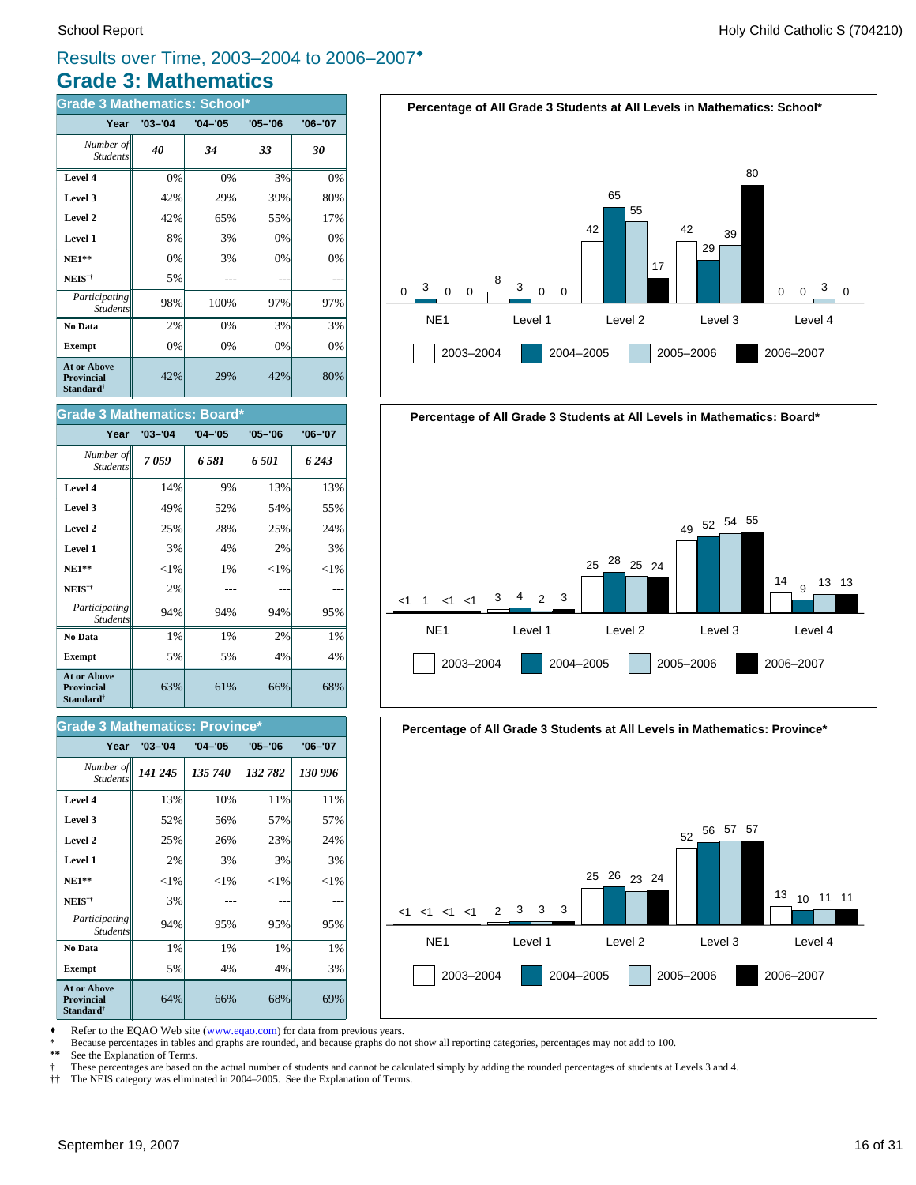# Results over Time, 2003–2004 to 2006–2007♦

## Grade 3: Mathematics

### Grade 3 Mathematics: School*

| Year | '03–'04 | '04–'05 | '05–'06 | '06–'07 |
|---|---|---|---|---|
| *Number of Students* | ***40*** | ***34*** | ***33*** | ***30*** |
| **Level 4** | 0% | 0% | 3% | 0% |
| **Level 3** | 42% | 29% | 39% | 80% |
| **Level 2** | 42% | 65% | 55% | 17% |
| **Level 1** | 8% | 3% | 0% | 0% |
| **NE1**** | 0% | 3% | 0% | 0% |
| **NEIS††** | 5% | --- | --- | --- |
| *Participating Students* | 98% | 100% | 97% | 97% |
| **No Data** | 2% | 0% | 3% | 3% |
| **Exempt** | 0% | 0% | 0% | 0% |
| **At or Above Provincial Standard†** | 42% | 29% | 42% | 80% |

**Percentage of All Grade 3 Students at All Levels in Mathematics: School***

| | NE1 | Level 1 | Level 2 | Level 3 | Level 4 |
|---|---|---|---|---|---|
| 2003–2004 | 0 | 8 | 42 | 42 | 0 |
| 2004–2005 | 3 | 3 | 65 | 29 | 0 |
| 2005–2006 | 0 | 0 | 55 | 39 | 3 |
| 2006–2007 | 0 | 0 | 17 | 80 | 0 |

### Grade 3 Mathematics: Board*

| Year | '03–'04 | '04–'05 | '05–'06 | '06–'07 |
|---|---|---|---|---|
| *Number of Students* | ***7 059*** | ***6 581*** | ***6 501*** | ***6 243*** |
| **Level 4** | 14% | 9% | 13% | 13% |
| **Level 3** | 49% | 52% | 54% | 55% |
| **Level 2** | 25% | 28% | 25% | 24% |
| **Level 1** | 3% | 4% | 2% | 3% |
| **NE1**** | <1% | 1% | <1% | <1% |
| **NEIS††** | 2% | --- | --- | --- |
| *Participating Students* | 94% | 94% | 94% | 95% |
| **No Data** | 1% | 1% | 2% | 1% |
| **Exempt** | 5% | 5% | 4% | 4% |
| **At or Above Provincial Standard†** | 63% | 61% | 66% | 68% |

**Percentage of All Grade 3 Students at All Levels in Mathematics: Board***

| | NE1 | Level 1 | Level 2 | Level 3 | Level 4 |
|---|---|---|---|---|---|
| 2003–2004 | <1 | 3 | 25 | 49 | 14 |
| 2004–2005 | 1 | 4 | 28 | 52 | 9 |
| 2005–2006 | <1 | 2 | 25 | 54 | 13 |
| 2006–2007 | <1 | 3 | 24 | 55 | 13 |

### Grade 3 Mathematics: Province*

| Year | '03–'04 | '04–'05 | '05–'06 | '06–'07 |
|---|---|---|---|---|
| *Number of Students* | ***141 245*** | ***135 740*** | ***132 782*** | ***130 996*** |
| **Level 4** | 13% | 10% | 11% | 11% |
| **Level 3** | 52% | 56% | 57% | 57% |
| **Level 2** | 25% | 26% | 23% | 24% |
| **Level 1** | 2% | 3% | 3% | 3% |
| **NE1**** | <1% | <1% | <1% | <1% |
| **NEIS††** | 3% | --- | --- | --- |
| *Participating Students* | 94% | 95% | 95% | 95% |
| **No Data** | 1% | 1% | 1% | 1% |
| **Exempt** | 5% | 4% | 4% | 3% |
| **At or Above Provincial Standard†** | 64% | 66% | 68% | 69% |

**Percentage of All Grade 3 Students at All Levels in Mathematics: Province***

| | NE1 | Level 1 | Level 2 | Level 3 | Level 4 |
|---|---|---|---|---|---|
| 2003–2004 | <1 | 2 | 25 | 52 | 13 |
| 2004–2005 | <1 | 3 | 26 | 56 | 10 |
| 2005–2006 | <1 | 3 | 23 | 57 | 11 |
| 2006–2007 | <1 | 3 | 24 | 57 | 11 |

♦ Refer to the EQAO Web site (www.eqao.com) for data from previous years.
* Because percentages in tables and graphs are rounded, and because graphs do not show all reporting categories, percentages may not add to 100.
** See the Explanation of Terms.
† These percentages are based on the actual number of students and cannot be calculated simply by adding the rounded percentages of students at Levels 3 and 4.
†† The NEIS category was eliminated in 2004–2005. See the Explanation of Terms.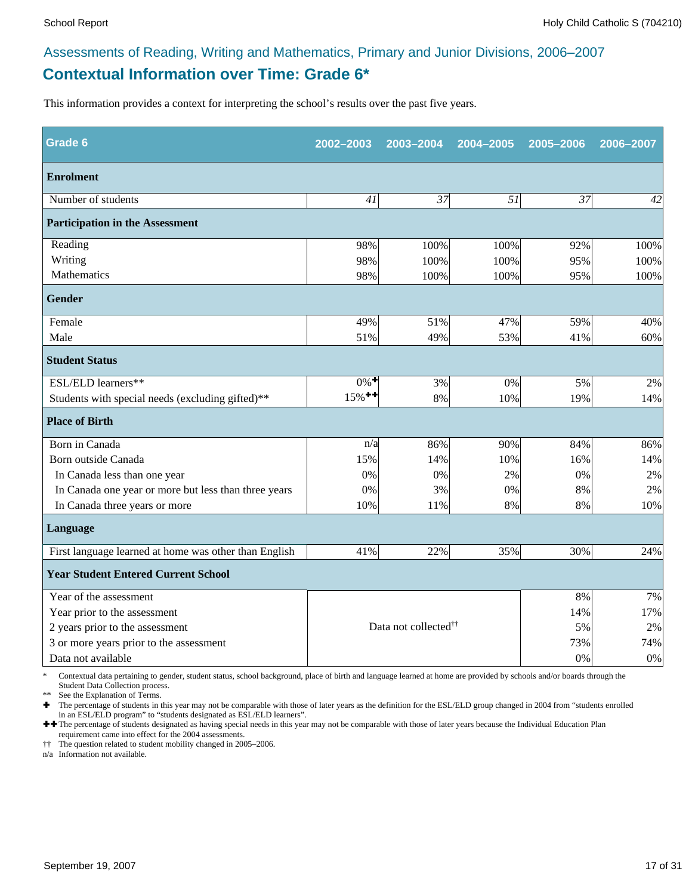Assessments of Reading, Writing and Mathematics, Primary and Junior Divisions, 2006–2007

## Contextual Information over Time: Grade 6*

This information provides a context for interpreting the school's results over the past five years.

| Grade 6 | 2002–2003 | 2003–2004 | 2004–2005 | 2005–2006 | 2006–2007 |
|---|---|---|---|---|---|
| **Enrolment** | | | | | |
| Number of students | *41* | *37* | *51* | *37* | *42* |
| **Participation in the Assessment** | | | | | |
| Reading | 98% | 100% | 100% | 92% | 100% |
| Writing | 98% | 100% | 100% | 95% | 100% |
| Mathematics | 98% | 100% | 100% | 95% | 100% |
| **Gender** | | | | | |
| Female | 49% | 51% | 47% | 59% | 40% |
| Male | 51% | 49% | 53% | 41% | 60% |
| **Student Status** | | | | | |
| ESL/ELD learners** | 0%✚ | 3% | 0% | 5% | 2% |
| Students with special needs (excluding gifted)** | 15%✚✚ | 8% | 10% | 19% | 14% |
| **Place of Birth** | | | | | |
| Born in Canada | n/a | 86% | 90% | 84% | 86% |
| Born outside Canada | 15% | 14% | 10% | 16% | 14% |
| In Canada less than one year | 0% | 0% | 2% | 0% | 2% |
| In Canada one year or more but less than three years | 0% | 3% | 0% | 8% | 2% |
| In Canada three years or more | 10% | 11% | 8% | 8% | 10% |
| **Language** | | | | | |
| First language learned at home was other than English | 41% | 22% | 35% | 30% | 24% |
| **Year Student Entered Current School** | | | | | |
| Year of the assessment | | Data not collected†† | | 8% | 7% |
| Year prior to the assessment | | | | 14% | 17% |
| 2 years prior to the assessment | | | | 5% | 2% |
| 3 or more years prior to the assessment | | | | 73% | 74% |
| Data not available | | | | 0% | 0% |

\* Contextual data pertaining to gender, student status, school background, place of birth and language learned at home are provided by schools and/or boards through the Student Data Collection process.

** See the Explanation of Terms.

✚ The percentage of students in this year may not be comparable with those of later years as the definition for the ESL/ELD group changed in 2004 from "students enrolled in an ESL/ELD program" to "students designated as ESL/ELD learners".

✚✚ The percentage of students designated as having special needs in this year may not be comparable with those of later years because the Individual Education Plan requirement came into effect for the 2004 assessments.

†† The question related to student mobility changed in 2005–2006.

n/a Information not available.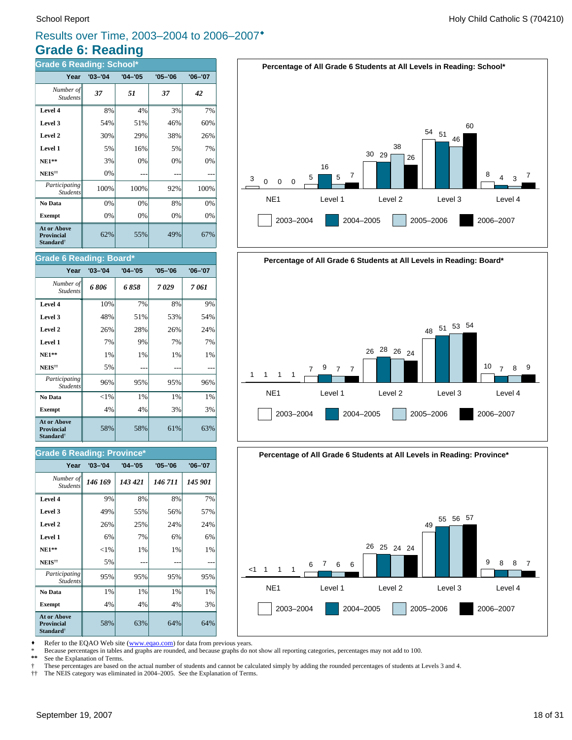# Results over Time, 2003–2004 to 2006–2007♦

## Grade 6: Reading

### Grade 6 Reading: School*

| Year | '03–'04 | '04–'05 | '05–'06 | '06–'07 |
|---|---|---|---|---|
| *Number of Students* | ***37*** | ***51*** | ***37*** | ***42*** |
| **Level 4** | 8% | 4% | 3% | 7% |
| **Level 3** | 54% | 51% | 46% | 60% |
| **Level 2** | 30% | 29% | 38% | 26% |
| **Level 1** | 5% | 16% | 5% | 7% |
| **NE1**** | 3% | 0% | 0% | 0% |
| **NEIS**†† | 0% | --- | --- | --- |
| *Participating Students* | 100% | 100% | 92% | 100% |
| **No Data** | 0% | 0% | 8% | 0% |
| **Exempt** | 0% | 0% | 0% | 0% |
| **At or Above Provincial Standard**† | 62% | 55% | 49% | 67% |

**Percentage of All Grade 6 Students at All Levels in Reading: School***

| | NE1 | Level 1 | Level 2 | Level 3 | Level 4 |
|---|---|---|---|---|---|
| 2003–2004 | 3 | 5 | 30 | 54 | 8 |
| 2004–2005 | 0 | 16 | 29 | 51 | 4 |
| 2005–2006 | 0 | 5 | 38 | 46 | 3 |
| 2006–2007 | 0 | 7 | 26 | 60 | 7 |

### Grade 6 Reading: Board*

| Year | '03–'04 | '04–'05 | '05–'06 | '06–'07 |
|---|---|---|---|---|
| *Number of Students* | ***6 806*** | ***6 858*** | ***7 029*** | ***7 061*** |
| **Level 4** | 10% | 7% | 8% | 9% |
| **Level 3** | 48% | 51% | 53% | 54% |
| **Level 2** | 26% | 28% | 26% | 24% |
| **Level 1** | 7% | 9% | 7% | 7% |
| **NE1**** | 1% | 1% | 1% | 1% |
| **NEIS**†† | 5% | --- | --- | --- |
| *Participating Students* | 96% | 95% | 95% | 96% |
| **No Data** | <1% | 1% | 1% | 1% |
| **Exempt** | 4% | 4% | 3% | 3% |
| **At or Above Provincial Standard**† | 58% | 58% | 61% | 63% |

**Percentage of All Grade 6 Students at All Levels in Reading: Board***

| | NE1 | Level 1 | Level 2 | Level 3 | Level 4 |
|---|---|---|---|---|---|
| 2003–2004 | 1 | 7 | 26 | 48 | 10 |
| 2004–2005 | 1 | 9 | 28 | 51 | 7 |
| 2005–2006 | 1 | 7 | 26 | 53 | 8 |
| 2006–2007 | 1 | 7 | 24 | 54 | 9 |

### Grade 6 Reading: Province*

| Year | '03–'04 | '04–'05 | '05–'06 | '06–'07 |
|---|---|---|---|---|
| *Number of Students* | ***146 169*** | ***143 421*** | ***146 711*** | ***145 901*** |
| **Level 4** | 9% | 8% | 8% | 7% |
| **Level 3** | 49% | 55% | 56% | 57% |
| **Level 2** | 26% | 25% | 24% | 24% |
| **Level 1** | 6% | 7% | 6% | 6% |
| **NE1**** | <1% | 1% | 1% | 1% |
| **NEIS**†† | 5% | --- | --- | --- |
| *Participating Students* | 95% | 95% | 95% | 95% |
| **No Data** | 1% | 1% | 1% | 1% |
| **Exempt** | 4% | 4% | 4% | 3% |
| **At or Above Provincial Standard**† | 58% | 63% | 64% | 64% |

**Percentage of All Grade 6 Students at All Levels in Reading: Province***

| | NE1 | Level 1 | Level 2 | Level 3 | Level 4 |
|---|---|---|---|---|---|
| 2003–2004 | <1 | 6 | 26 | 49 | 9 |
| 2004–2005 | 1 | 7 | 25 | 55 | 8 |
| 2005–2006 | 1 | 6 | 24 | 56 | 8 |
| 2006–2007 | 1 | 6 | 24 | 57 | 7 |

♦ Refer to the EQAO Web site (www.eqao.com) for data from previous years.
* Because percentages in tables and graphs are rounded, and because graphs do not show all reporting categories, percentages may not add to 100.
** See the Explanation of Terms.
† These percentages are based on the actual number of students and cannot be calculated simply by adding the rounded percentages of students at Levels 3 and 4.
†† The NEIS category was eliminated in 2004–2005. See the Explanation of Terms.

September 19, 2007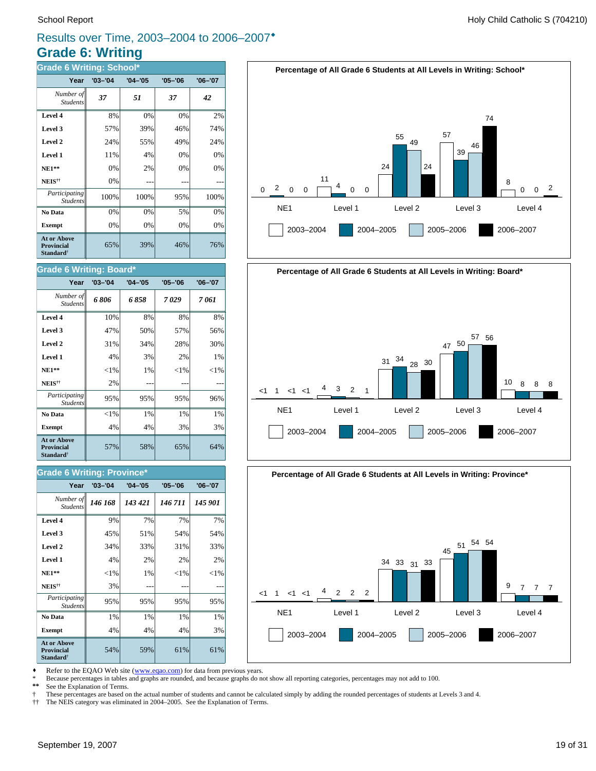# Results over Time, 2003–2004 to 2006–2007♦

## Grade 6: Writing

### Grade 6 Writing: School*

| Year | '03–'04 | '04–'05 | '05–'06 | '06–'07 |
|---|---|---|---|---|
| *Number of Students* | ***37*** | ***51*** | ***37*** | ***42*** |
| **Level 4** | 8% | 0% | 0% | 2% |
| **Level 3** | 57% | 39% | 46% | 74% |
| **Level 2** | 24% | 55% | 49% | 24% |
| **Level 1** | 11% | 4% | 0% | 0% |
| **NE1\*\*** | 0% | 2% | 0% | 0% |
| **NEIS††** | 0% | --- | --- | --- |
| *Participating Students* | 100% | 100% | 95% | 100% |
| **No Data** | 0% | 0% | 5% | 0% |
| **Exempt** | 0% | 0% | 0% | 0% |
| **At or Above Provincial Standard†** | 65% | 39% | 46% | 76% |

**Percentage of All Grade 6 Students at All Levels in Writing: School***

| | NE1 | Level 1 | Level 2 | Level 3 | Level 4 |
|---|---|---|---|---|---|
| 2003–2004 | 0 | 11 | 24 | 57 | 8 |
| 2004–2005 | 2 | 4 | 55 | 39 | 0 |
| 2005–2006 | 0 | 0 | 49 | 46 | 0 |
| 2006–2007 | 0 | 0 | 24 | 74 | 2 |

### Grade 6 Writing: Board*

| Year | '03–'04 | '04–'05 | '05–'06 | '06–'07 |
|---|---|---|---|---|
| *Number of Students* | ***6 806*** | ***6 858*** | ***7 029*** | ***7 061*** |
| **Level 4** | 10% | 8% | 8% | 8% |
| **Level 3** | 47% | 50% | 57% | 56% |
| **Level 2** | 31% | 34% | 28% | 30% |
| **Level 1** | 4% | 3% | 2% | 1% |
| **NE1\*\*** | <1% | 1% | <1% | <1% |
| **NEIS††** | 2% | --- | --- | --- |
| *Participating Students* | 95% | 95% | 95% | 96% |
| **No Data** | <1% | 1% | 1% | 1% |
| **Exempt** | 4% | 4% | 3% | 3% |
| **At or Above Provincial Standard†** | 57% | 58% | 65% | 64% |

**Percentage of All Grade 6 Students at All Levels in Writing: Board***

| | NE1 | Level 1 | Level 2 | Level 3 | Level 4 |
|---|---|---|---|---|---|
| 2003–2004 | <1 | 4 | 31 | 47 | 10 |
| 2004–2005 | 1 | 3 | 34 | 50 | 8 |
| 2005–2006 | <1 | 2 | 28 | 57 | 8 |
| 2006–2007 | <1 | 1 | 30 | 56 | 8 |

### Grade 6 Writing: Province*

| Year | '03–'04 | '04–'05 | '05–'06 | '06–'07 |
|---|---|---|---|---|
| *Number of Students* | ***146 168*** | ***143 421*** | ***146 711*** | ***145 901*** |
| **Level 4** | 9% | 7% | 7% | 7% |
| **Level 3** | 45% | 51% | 54% | 54% |
| **Level 2** | 34% | 33% | 31% | 33% |
| **Level 1** | 4% | 2% | 2% | 2% |
| **NE1\*\*** | <1% | 1% | <1% | <1% |
| **NEIS††** | 3% | --- | --- | --- |
| *Participating Students* | 95% | 95% | 95% | 95% |
| **No Data** | 1% | 1% | 1% | 1% |
| **Exempt** | 4% | 4% | 4% | 3% |
| **At or Above Provincial Standard†** | 54% | 59% | 61% | 61% |

**Percentage of All Grade 6 Students at All Levels in Writing: Province***

| | NE1 | Level 1 | Level 2 | Level 3 | Level 4 |
|---|---|---|---|---|---|
| 2003–2004 | <1 | 4 | 34 | 45 | 9 |
| 2004–2005 | 1 | 2 | 33 | 51 | 7 |
| 2005–2006 | <1 | 2 | 31 | 54 | 7 |
| 2006–2007 | <1 | 2 | 33 | 54 | 7 |

♦ Refer to the EQAO Web site (www.eqao.com) for data from previous years.
\* Because percentages in tables and graphs are rounded, and because graphs do not show all reporting categories, percentages may not add to 100.
\*\* See the Explanation of Terms.
† These percentages are based on the actual number of students and cannot be calculated simply by adding the rounded percentages of students at Levels 3 and 4.
†† The NEIS category was eliminated in 2004–2005. See the Explanation of Terms.

September 19, 2007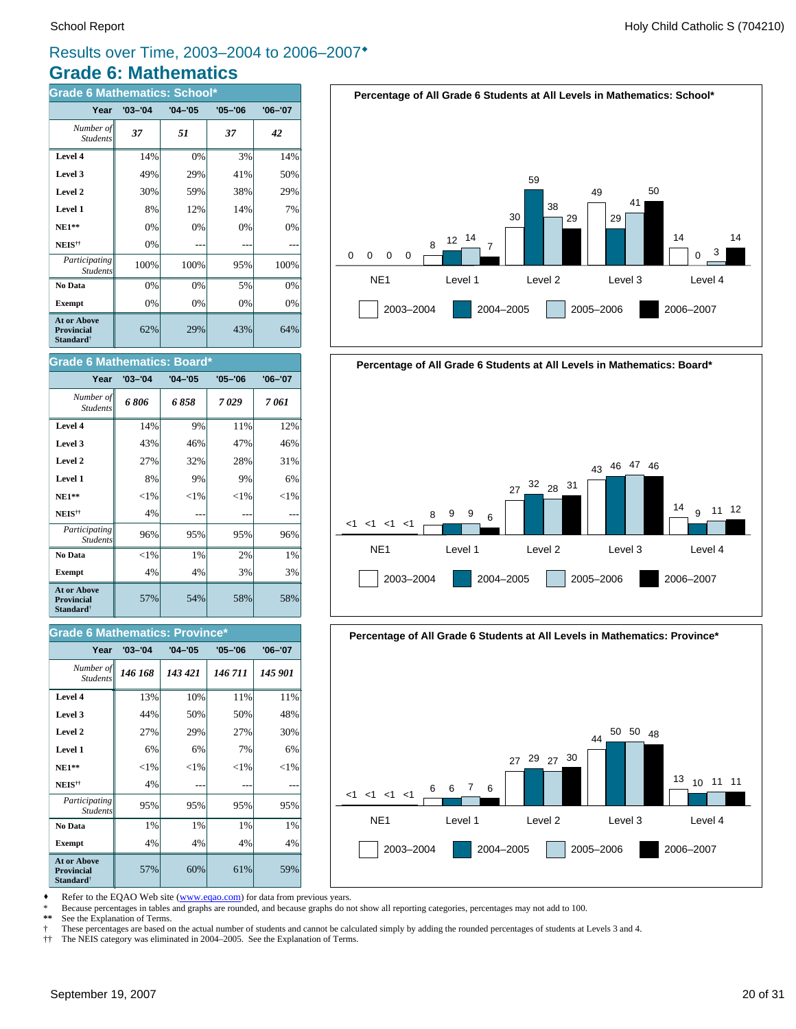# Results over Time, 2003–2004 to 2006–2007♦

## Grade 6: Mathematics

### Grade 6 Mathematics: School*

| Year | '03–'04 | '04–'05 | '05–'06 | '06–'07 |
|---|---|---|---|---|
| *Number of Students* | *37* | *51* | *37* | *42* |
| **Level 4** | 14% | 0% | 3% | 14% |
| **Level 3** | 49% | 29% | 41% | 50% |
| **Level 2** | 30% | 59% | 38% | 29% |
| **Level 1** | 8% | 12% | 14% | 7% |
| **NE1\*\*** | 0% | 0% | 0% | 0% |
| **NEIS††** | 0% | --- | --- | --- |
| *Participating Students* | 100% | 100% | 95% | 100% |
| **No Data** | 0% | 0% | 5% | 0% |
| **Exempt** | 0% | 0% | 0% | 0% |
| **At or Above Provincial Standard†** | 62% | 29% | 43% | 64% |

**Percentage of All Grade 6 Students at All Levels in Mathematics: School***

| | NE1 | Level 1 | Level 2 | Level 3 | Level 4 |
|---|---|---|---|---|---|
| 2003–2004 | 0 | 8 | 30 | 49 | 14 |
| 2004–2005 | 0 | 12 | 59 | 29 | 0 |
| 2005–2006 | 0 | 14 | 38 | 41 | 3 |
| 2006–2007 | 0 | 7 | 29 | 50 | 14 |

### Grade 6 Mathematics: Board*

| Year | '03–'04 | '04–'05 | '05–'06 | '06–'07 |
|---|---|---|---|---|
| *Number of Students* | *6 806* | *6 858* | *7 029* | *7 061* |
| **Level 4** | 14% | 9% | 11% | 12% |
| **Level 3** | 43% | 46% | 47% | 46% |
| **Level 2** | 27% | 32% | 28% | 31% |
| **Level 1** | 8% | 9% | 9% | 6% |
| **NE1\*\*** | <1% | <1% | <1% | <1% |
| **NEIS††** | 4% | --- | --- | --- |
| *Participating Students* | 96% | 95% | 95% | 96% |
| **No Data** | <1% | 1% | 2% | 1% |
| **Exempt** | 4% | 4% | 3% | 3% |
| **At or Above Provincial Standard†** | 57% | 54% | 58% | 58% |

**Percentage of All Grade 6 Students at All Levels in Mathematics: Board***

| | NE1 | Level 1 | Level 2 | Level 3 | Level 4 |
|---|---|---|---|---|---|
| 2003–2004 | <1 | 8 | 27 | 43 | 14 |
| 2004–2005 | <1 | 9 | 32 | 46 | 9 |
| 2005–2006 | <1 | 9 | 28 | 47 | 11 |
| 2006–2007 | <1 | 6 | 31 | 46 | 12 |

### Grade 6 Mathematics: Province*

| Year | '03–'04 | '04–'05 | '05–'06 | '06–'07 |
|---|---|---|---|---|
| *Number of Students* | *146 168* | *143 421* | *146 711* | *145 901* |
| **Level 4** | 13% | 10% | 11% | 11% |
| **Level 3** | 44% | 50% | 50% | 48% |
| **Level 2** | 27% | 29% | 27% | 30% |
| **Level 1** | 6% | 6% | 7% | 6% |
| **NE1\*\*** | <1% | <1% | <1% | <1% |
| **NEIS††** | 4% | --- | --- | --- |
| *Participating Students* | 95% | 95% | 95% | 95% |
| **No Data** | 1% | 1% | 1% | 1% |
| **Exempt** | 4% | 4% | 4% | 4% |
| **At or Above Provincial Standard†** | 57% | 60% | 61% | 59% |

**Percentage of All Grade 6 Students at All Levels in Mathematics: Province***

| | NE1 | Level 1 | Level 2 | Level 3 | Level 4 |
|---|---|---|---|---|---|
| 2003–2004 | <1 | 6 | 27 | 44 | 13 |
| 2004–2005 | <1 | 6 | 29 | 50 | 10 |
| 2005–2006 | <1 | 7 | 27 | 50 | 11 |
| 2006–2007 | <1 | 6 | 30 | 48 | 11 |

♦ Refer to the EQAO Web site (www.eqao.com) for data from previous years.
\* Because percentages in tables and graphs are rounded, and because graphs do not show all reporting categories, percentages may not add to 100.
\*\* See the Explanation of Terms.
† These percentages are based on the actual number of students and cannot be calculated simply by adding the rounded percentages of students at Levels 3 and 4.
†† The NEIS category was eliminated in 2004–2005. See the Explanation of Terms.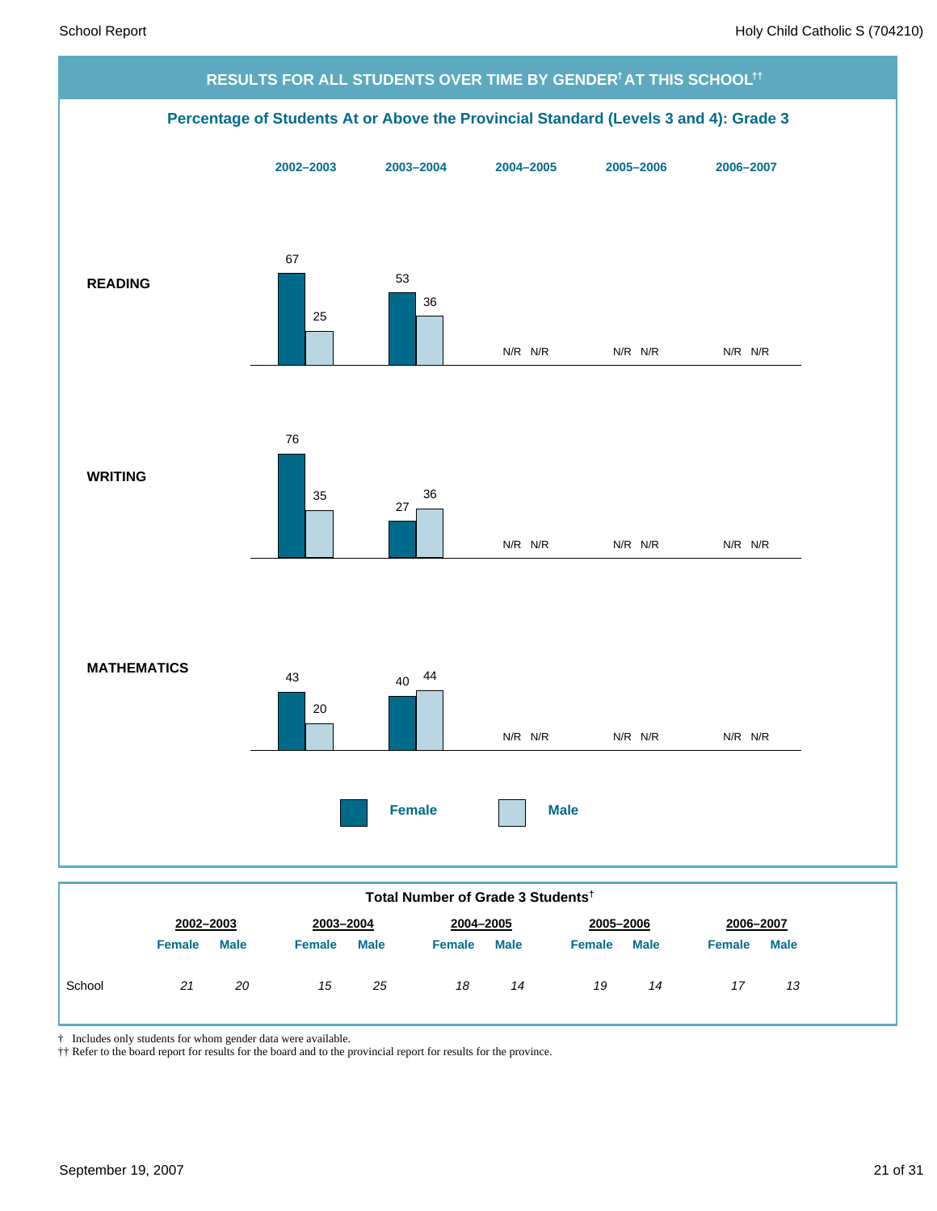## RESULTS FOR ALL STUDENTS OVER TIME BY GENDER† AT THIS SCHOOL††

### Percentage of Students At or Above the Provincial Standard (Levels 3 and 4): Grade 3

| | 2002–2003 | | 2003–2004 | | 2004–2005 | | 2005–2006 | | 2006–2007 | |
|---|---|---|---|---|---|---|---|---|---|---|
| | Female | Male | Female | Male | Female | Male | Female | Male | Female | Male |
| **READING** | 67 | 25 | 53 | 36 | N/R | N/R | N/R | N/R | N/R | N/R |
| **WRITING** | 76 | 35 | 27 | 36 | N/R | N/R | N/R | N/R | N/R | N/R |
| **MATHEMATICS** | 43 | 20 | 40 | 44 | N/R | N/R | N/R | N/R | N/R | N/R |

### Total Number of Grade 3 Students†

| | 2002–2003 | | 2003–2004 | | 2004–2005 | | 2005–2006 | | 2006–2007 | |
|---|---|---|---|---|---|---|---|---|---|---|
| | Female | Male | Female | Male | Female | Male | Female | Male | Female | Male |
| School | *21* | *20* | *15* | *25* | *18* | *14* | *19* | *14* | *17* | *13* |

† Includes only students for whom gender data were available.
†† Refer to the board report for results for the board and to the provincial report for results for the province.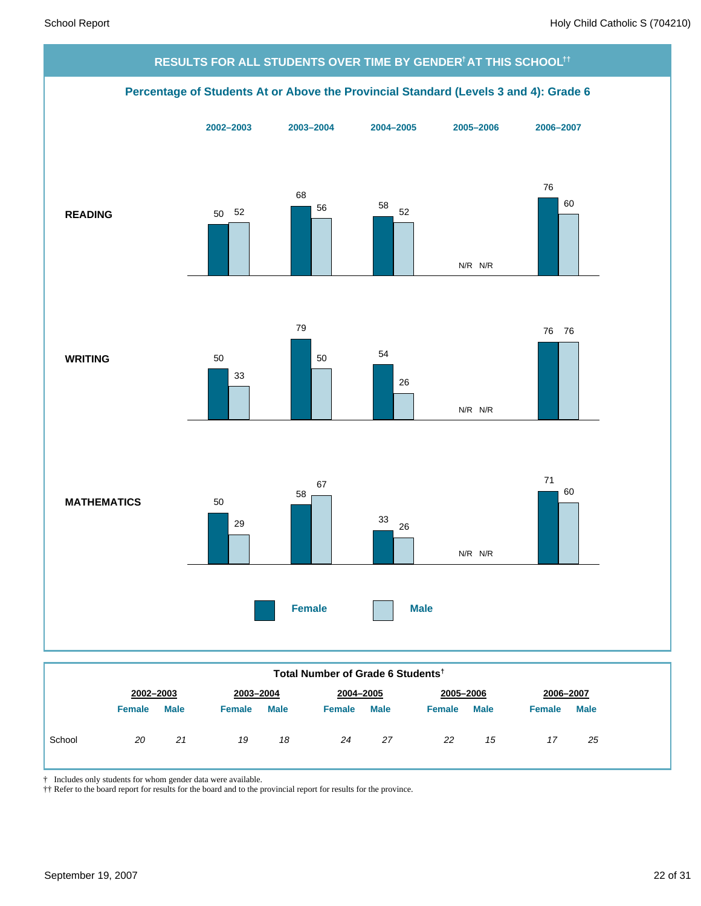## RESULTS FOR ALL STUDENTS OVER TIME BY GENDER† AT THIS SCHOOL††

### Percentage of Students At or Above the Provincial Standard (Levels 3 and 4): Grade 6

| | 2002–2003 | | 2003–2004 | | 2004–2005 | | 2005–2006 | | 2006–2007 | |
|---|---|---|---|---|---|---|---|---|---|---|
| | Female | Male | Female | Male | Female | Male | Female | Male | Female | Male |
| **READING** | 50 | 52 | 68 | 56 | 58 | 52 | N/R | N/R | 76 | 60 |
| **WRITING** | 50 | 33 | 79 | 50 | 54 | 26 | N/R | N/R | 76 | 76 |
| **MATHEMATICS** | 50 | 29 | 58 | 67 | 33 | 26 | N/R | N/R | 71 | 60 |

### Total Number of Grade 6 Students†

| | 2002–2003 | | 2003–2004 | | 2004–2005 | | 2005–2006 | | 2006–2007 | |
|---|---|---|---|---|---|---|---|---|---|---|
| | Female | Male | Female | Male | Female | Male | Female | Male | Female | Male |
| School | *20* | *21* | *19* | *18* | *24* | *27* | *22* | *15* | *17* | *25* |

† Includes only students for whom gender data were available.
†† Refer to the board report for results for the board and to the provincial report for results for the province.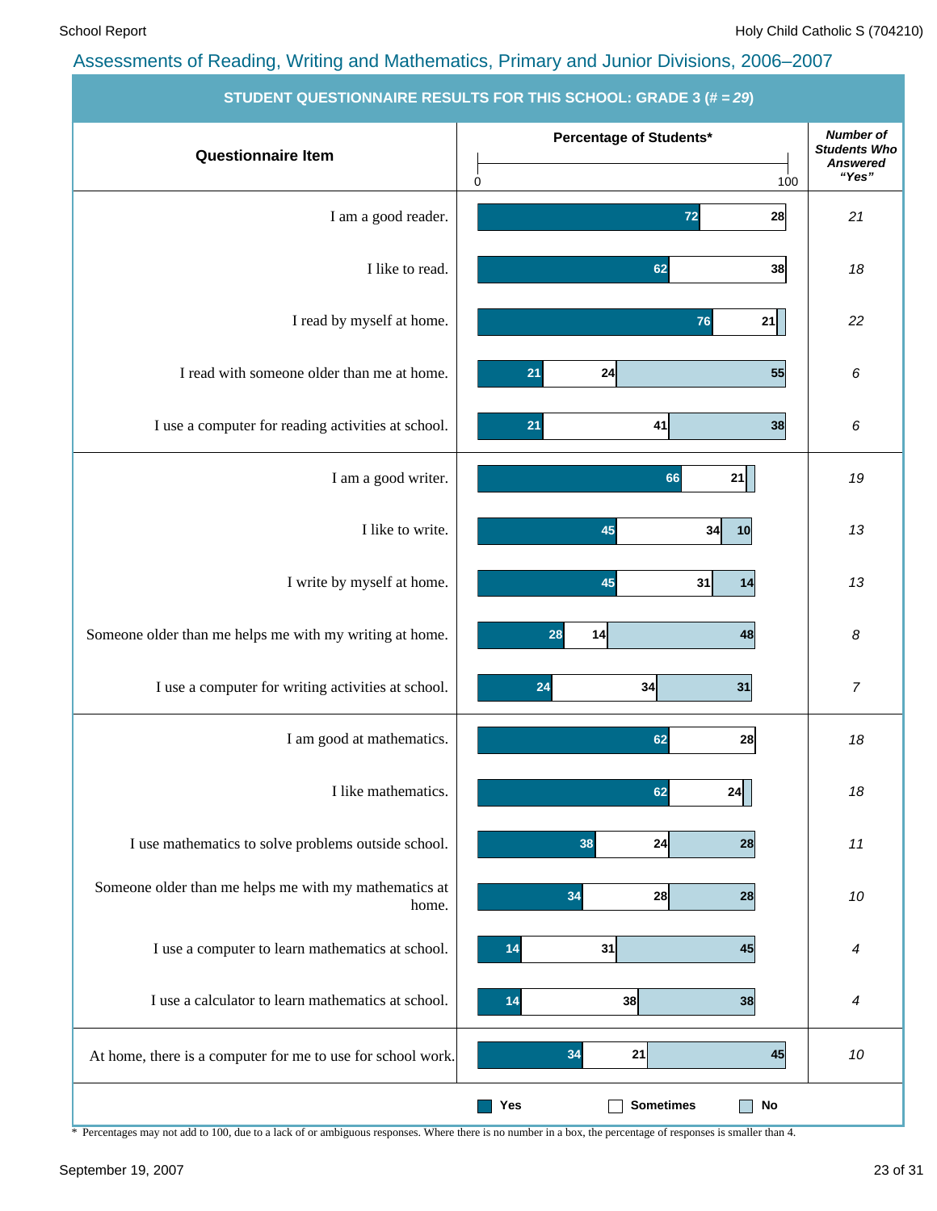## Assessments of Reading, Writing and Mathematics, Primary and Junior Divisions, 2006–2007

### STUDENT QUESTIONNAIRE RESULTS FOR THIS SCHOOL: GRADE 3 (# = *29*)

Percentage of Students*

| Questionnaire Item | Yes | Sometimes | No | Number of Students Who Answered "Yes" |
|---|---|---|---|---|
| I am a good reader. | 72 | 28 | | 21 |
| I like to read. | 62 | 38 | | 18 |
| I read by myself at home. | 76 | 21 | | 22 |
| I read with someone older than me at home. | 21 | 24 | 55 | 6 |
| I use a computer for reading activities at school. | 21 | 41 | 38 | 6 |
| I am a good writer. | 66 | 21 | | 19 |
| I like to write. | 45 | 34 | 10 | 13 |
| I write by myself at home. | 45 | 31 | 14 | 13 |
| Someone older than me helps me with my writing at home. | 28 | 14 | 48 | 8 |
| I use a computer for writing activities at school. | 24 | 34 | 31 | 7 |
| I am good at mathematics. | 62 | 28 | | 18 |
| I like mathematics. | 62 | 24 | | 18 |
| I use mathematics to solve problems outside school. | 38 | 24 | 28 | 11 |
| Someone older than me helps me with my mathematics at home. | 34 | 28 | 28 | 10 |
| I use a computer to learn mathematics at school. | 14 | 31 | 45 | 4 |
| I use a calculator to learn mathematics at school. | 14 | 38 | 38 | 4 |
| At home, there is a computer for me to use for school work. | 34 | 21 | 45 | 10 |

\* Percentages may not add to 100, due to a lack of or ambiguous responses. Where there is no number in a box, the percentage of responses is smaller than 4.

September 19, 2007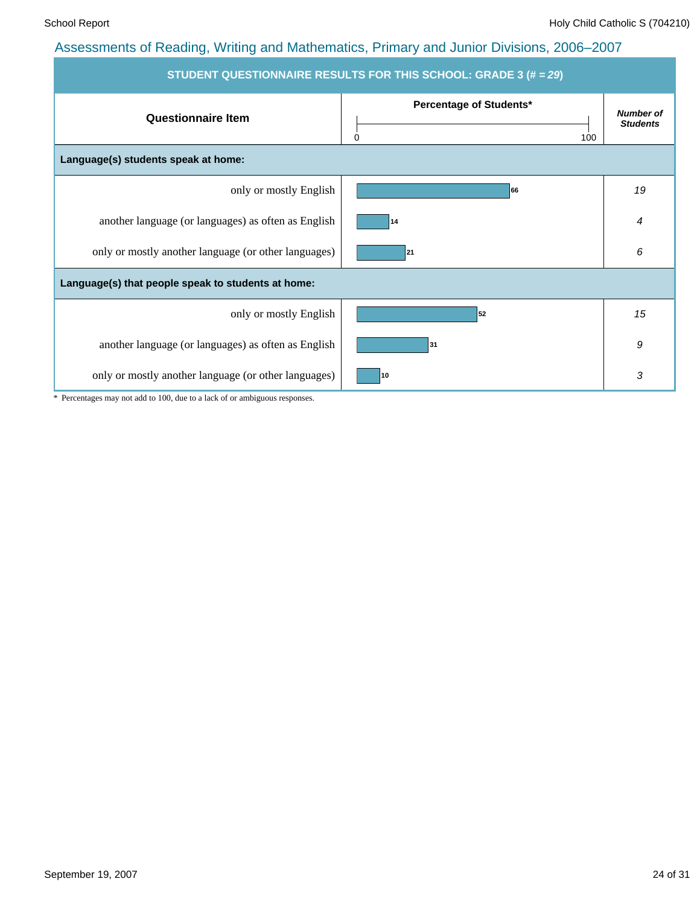## Assessments of Reading, Writing and Mathematics, Primary and Junior Divisions, 2006–2007

**STUDENT QUESTIONNAIRE RESULTS FOR THIS SCHOOL: GRADE 3 (# = *29*)**

| Questionnaire Item | Percentage of Students* | *Number of Students* |
|---|---|---|
| **Language(s) students speak at home:** | | |
| only or mostly English | 66 | *19* |
| another language (or languages) as often as English | 14 | *4* |
| only or mostly another language (or other languages) | 21 | *6* |
| **Language(s) that people speak to students at home:** | | |
| only or mostly English | 52 | *15* |
| another language (or languages) as often as English | 31 | *9* |
| only or mostly another language (or other languages) | 10 | *3* |

\* Percentages may not add to 100, due to a lack of or ambiguous responses.

September 19, 2007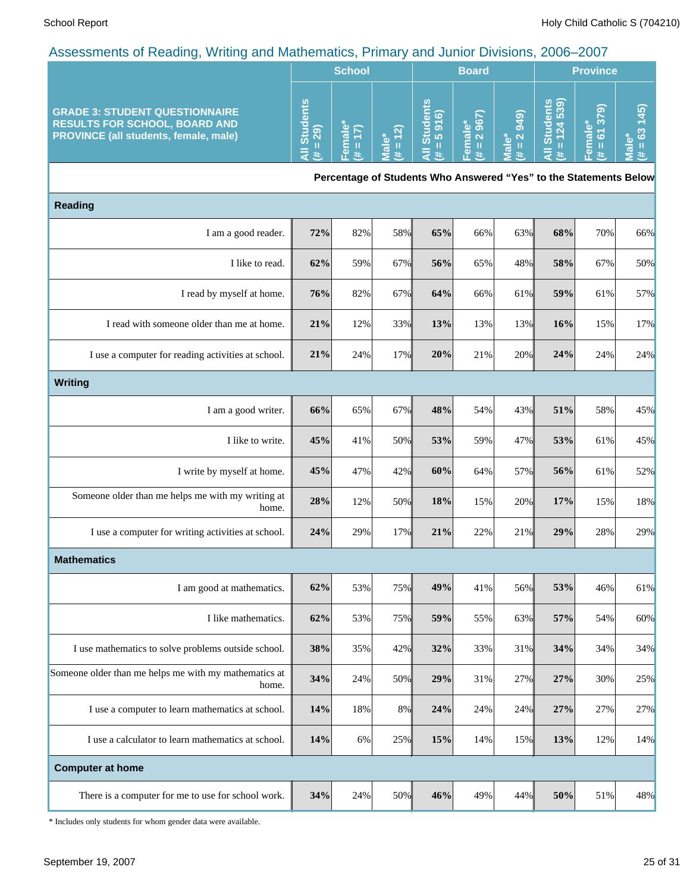## Assessments of Reading, Writing and Mathematics, Primary and Junior Divisions, 2006–2007

| GRADE 3: STUDENT QUESTIONNAIRE RESULTS FOR SCHOOL, BOARD AND PROVINCE (all students, female, male) | School | | | Board | | | Province | | |
|---|---|---|---|---|---|---|---|---|---|
| | All Students (# = 29) | Female* (# = 17) | Male* (# = 12) | All Students (# = 5 916) | Female* (# = 2 967) | Male* (# = 2 949) | All Students (# = 124 539) | Female* (# = 61 379) | Male* (# = 63 145) |
| | Percentage of Students Who Answered "Yes" to the Statements Below | | | | | | | | |
| **Reading** | | | | | | | | | |
| I am a good reader. | **72%** | 82% | 58% | **65%** | 66% | 63% | **68%** | 70% | 66% |
| I like to read. | **62%** | 59% | 67% | **56%** | 65% | 48% | **58%** | 67% | 50% |
| I read by myself at home. | **76%** | 82% | 67% | **64%** | 66% | 61% | **59%** | 61% | 57% |
| I read with someone older than me at home. | **21%** | 12% | 33% | **13%** | 13% | 13% | **16%** | 15% | 17% |
| I use a computer for reading activities at school. | **21%** | 24% | 17% | **20%** | 21% | 20% | **24%** | 24% | 24% |
| **Writing** | | | | | | | | | |
| I am a good writer. | **66%** | 65% | 67% | **48%** | 54% | 43% | **51%** | 58% | 45% |
| I like to write. | **45%** | 41% | 50% | **53%** | 59% | 47% | **53%** | 61% | 45% |
| I write by myself at home. | **45%** | 47% | 42% | **60%** | 64% | 57% | **56%** | 61% | 52% |
| Someone older than me helps me with my writing at home. | **28%** | 12% | 50% | **18%** | 15% | 20% | **17%** | 15% | 18% |
| I use a computer for writing activities at school. | **24%** | 29% | 17% | **21%** | 22% | 21% | **29%** | 28% | 29% |
| **Mathematics** | | | | | | | | | |
| I am good at mathematics. | **62%** | 53% | 75% | **49%** | 41% | 56% | **53%** | 46% | 61% |
| I like mathematics. | **62%** | 53% | 75% | **59%** | 55% | 63% | **57%** | 54% | 60% |
| I use mathematics to solve problems outside school. | **38%** | 35% | 42% | **32%** | 33% | 31% | **34%** | 34% | 34% |
| Someone older than me helps me with my mathematics at home. | **34%** | 24% | 50% | **29%** | 31% | 27% | **27%** | 30% | 25% |
| I use a computer to learn mathematics at school. | **14%** | 18% | 8% | **24%** | 24% | 24% | **27%** | 27% | 27% |
| I use a calculator to learn mathematics at school. | **14%** | 6% | 25% | **15%** | 14% | 15% | **13%** | 12% | 14% |
| **Computer at home** | | | | | | | | | |
| There is a computer for me to use for school work. | **34%** | 24% | 50% | **46%** | 49% | 44% | **50%** | 51% | 48% |

* Includes only students for whom gender data were available.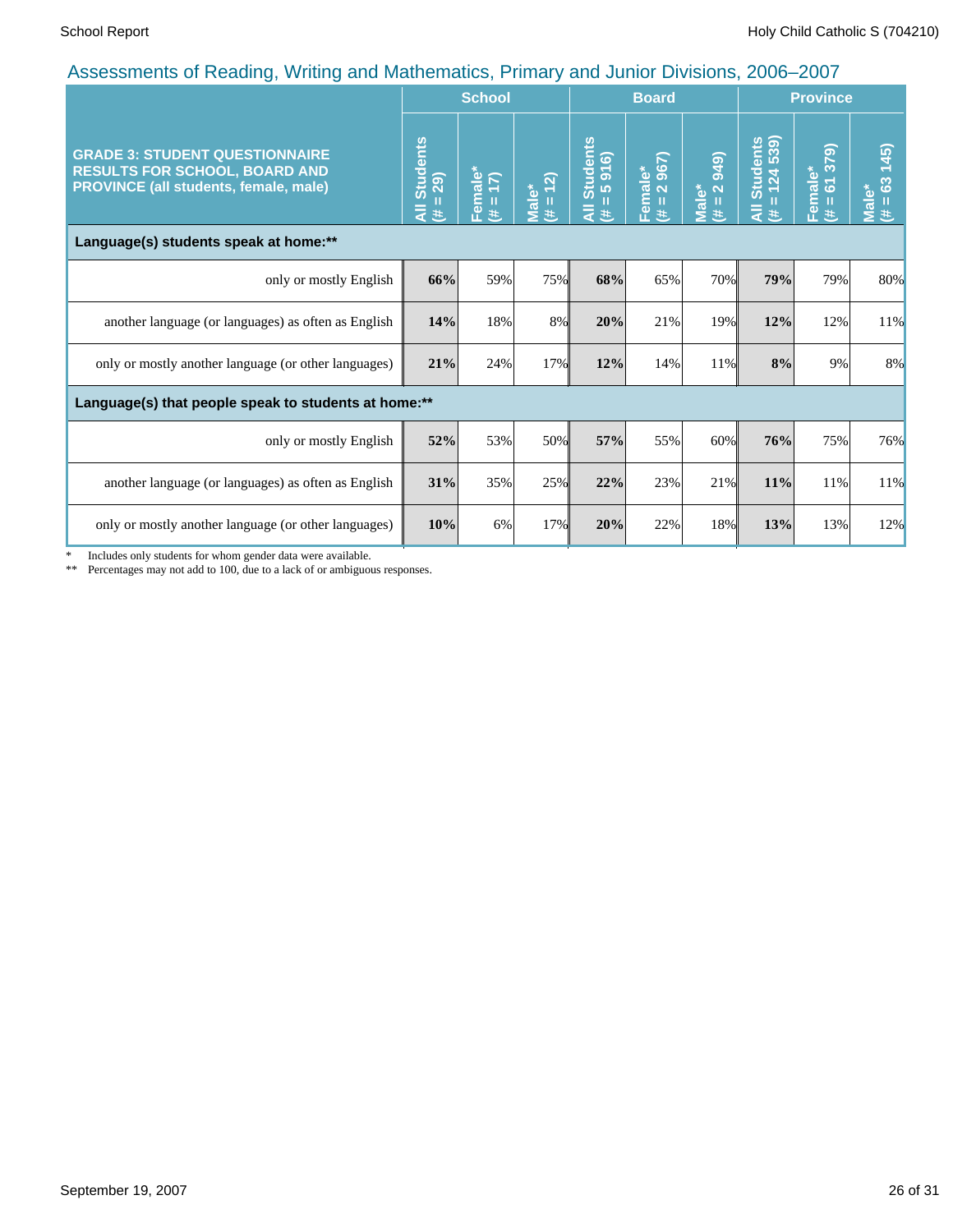## Assessments of Reading, Writing and Mathematics, Primary and Junior Divisions, 2006–2007

| GRADE 3: STUDENT QUESTIONNAIRE RESULTS FOR SCHOOL, BOARD AND PROVINCE (all students, female, male) | School | | | Board | | | Province | | |
|---|---|---|---|---|---|---|---|---|---|
| | All Students (# = 29) | Female* (# = 17) | Male* (# = 12) | All Students (# = 5 916) | Female* (# = 2 967) | Male* (# = 2 949) | All Students (# = 124 539) | Female* (# = 61 379) | Male* (# = 63 145) |
| **Language(s) students speak at home:**** | | | | | | | | | |
| only or mostly English | **66%** | 59% | 75% | **68%** | 65% | 70% | **79%** | 79% | 80% |
| another language (or languages) as often as English | **14%** | 18% | 8% | **20%** | 21% | 19% | **12%** | 12% | 11% |
| only or mostly another language (or other languages) | **21%** | 24% | 17% | **12%** | 14% | 11% | **8%** | 9% | 8% |
| **Language(s) that people speak to students at home:**** | | | | | | | | | |
| only or mostly English | **52%** | 53% | 50% | **57%** | 55% | 60% | **76%** | 75% | 76% |
| another language (or languages) as often as English | **31%** | 35% | 25% | **22%** | 23% | 21% | **11%** | 11% | 11% |
| only or mostly another language (or other languages) | **10%** | 6% | 17% | **20%** | 22% | 18% | **13%** | 13% | 12% |

\* Includes only students for whom gender data were available.

\*\* Percentages may not add to 100, due to a lack of or ambiguous responses.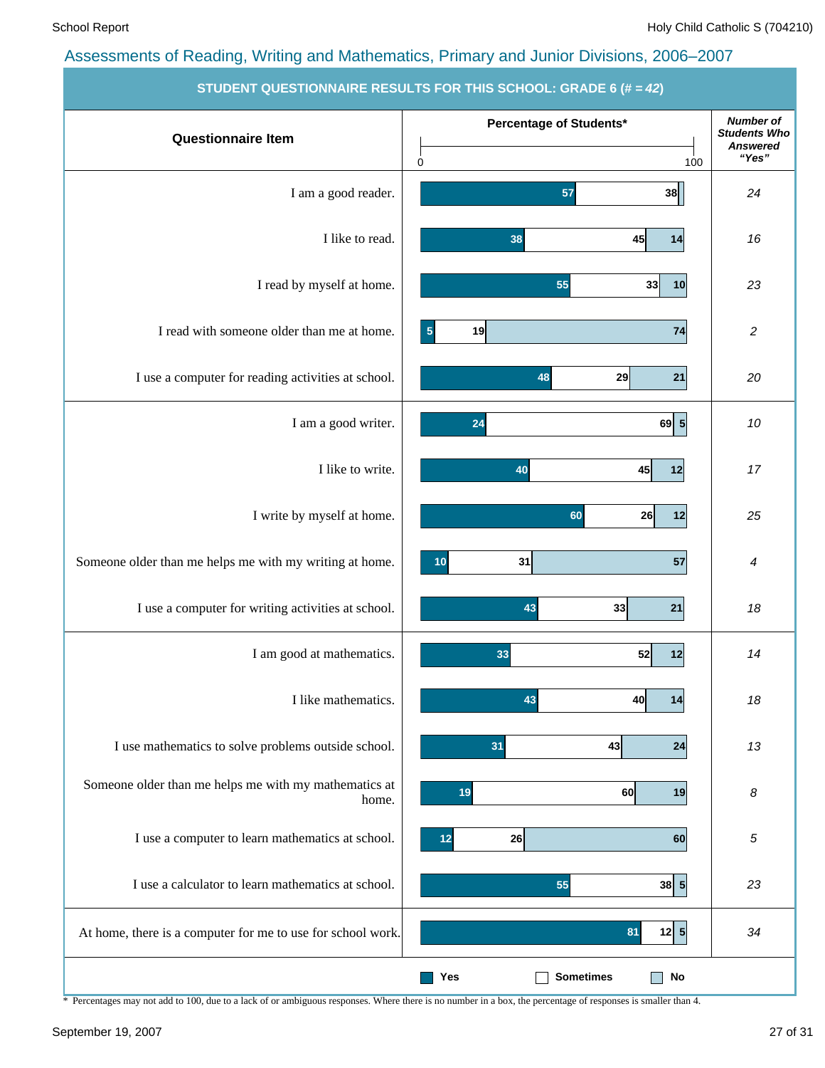## Assessments of Reading, Writing and Mathematics, Primary and Junior Divisions, 2006–2007

### STUDENT QUESTIONNAIRE RESULTS FOR THIS SCHOOL: GRADE 6 (# = *42*)

| Questionnaire Item | Yes (%) | Sometimes (%) | No (%) | Number of Students Who Answered "Yes" |
|---|---|---|---|---|
| I am a good reader. | 57 | 38 | | 24 |
| I like to read. | 38 | 45 | 14 | 16 |
| I read by myself at home. | 55 | 33 | 10 | 23 |
| I read with someone older than me at home. | 5 | 19 | 74 | 2 |
| I use a computer for reading activities at school. | 48 | 29 | 21 | 20 |
| I am a good writer. | 24 | 69 | 5 | 10 |
| I like to write. | 40 | 45 | 12 | 17 |
| I write by myself at home. | 60 | 26 | 12 | 25 |
| Someone older than me helps me with my writing at home. | 10 | 31 | 57 | 4 |
| I use a computer for writing activities at school. | 43 | 33 | 21 | 18 |
| I am good at mathematics. | 33 | 52 | 12 | 14 |
| I like mathematics. | 43 | 40 | 14 | 18 |
| I use mathematics to solve problems outside school. | 31 | 43 | 24 | 13 |
| Someone older than me helps me with my mathematics at home. | 19 | 60 | 19 | 8 |
| I use a computer to learn mathematics at school. | 12 | 26 | 60 | 5 |
| I use a calculator to learn mathematics at school. | 55 | 38 | 5 | 23 |
| At home, there is a computer for me to use for school work. | 81 | 12 | 5 | 34 |

\* Percentages may not add to 100, due to a lack of or ambiguous responses. Where there is no number in a box, the percentage of responses is smaller than 4.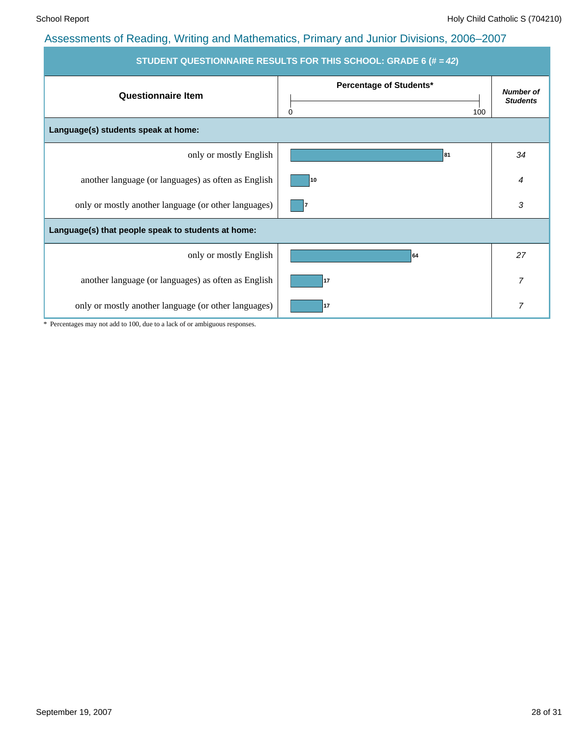## Assessments of Reading, Writing and Mathematics, Primary and Junior Divisions, 2006–2007

**STUDENT QUESTIONNAIRE RESULTS FOR THIS SCHOOL: GRADE 6 (# = *42*)**

| Questionnaire Item | Percentage of Students* | *Number of Students* |
|---|---|---|
| **Language(s) students speak at home:** | | |
| only or mostly English | 81 | *34* |
| another language (or languages) as often as English | 10 | *4* |
| only or mostly another language (or other languages) | 7 | *3* |
| **Language(s) that people speak to students at home:** | | |
| only or mostly English | 64 | *27* |
| another language (or languages) as often as English | 17 | *7* |
| only or mostly another language (or other languages) | 17 | *7* |

* Percentages may not add to 100, due to a lack of or ambiguous responses.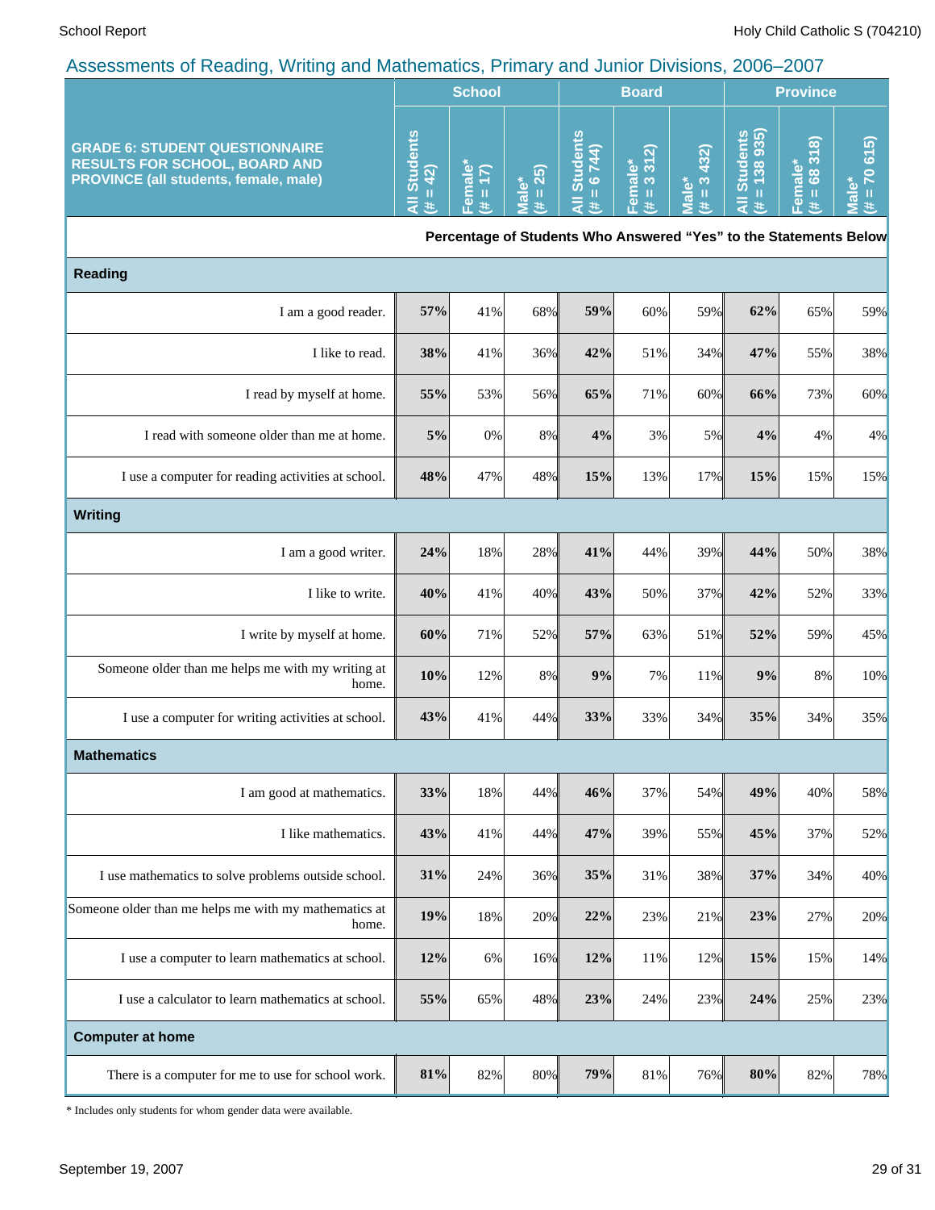## Assessments of Reading, Writing and Mathematics, Primary and Junior Divisions, 2006–2007

| GRADE 6: STUDENT QUESTIONNAIRE RESULTS FOR SCHOOL, BOARD AND PROVINCE (all students, female, male) | School | | | Board | | | Province | | |
|---|---|---|---|---|---|---|---|---|---|
| | All Students (# = 42) | Female* (# = 17) | Male* (# = 25) | All Students (# = 6 744) | Female* (# = 3 312) | Male* (# = 3 432) | All Students (# = 138 935) | Female* (# = 68 318) | Male* (# = 70 615) |
| | Percentage of Students Who Answered "Yes" to the Statements Below | | | | | | | | |
| **Reading** | | | | | | | | | |
| I am a good reader. | **57%** | 41% | 68% | **59%** | 60% | 59% | **62%** | 65% | 59% |
| I like to read. | **38%** | 41% | 36% | **42%** | 51% | 34% | **47%** | 55% | 38% |
| I read by myself at home. | **55%** | 53% | 56% | **65%** | 71% | 60% | **66%** | 73% | 60% |
| I read with someone older than me at home. | **5%** | 0% | 8% | **4%** | 3% | 5% | **4%** | 4% | 4% |
| I use a computer for reading activities at school. | **48%** | 47% | 48% | **15%** | 13% | 17% | **15%** | 15% | 15% |
| **Writing** | | | | | | | | | |
| I am a good writer. | **24%** | 18% | 28% | **41%** | 44% | 39% | **44%** | 50% | 38% |
| I like to write. | **40%** | 41% | 40% | **43%** | 50% | 37% | **42%** | 52% | 33% |
| I write by myself at home. | **60%** | 71% | 52% | **57%** | 63% | 51% | **52%** | 59% | 45% |
| Someone older than me helps me with my writing at home. | **10%** | 12% | 8% | **9%** | 7% | 11% | **9%** | 8% | 10% |
| I use a computer for writing activities at school. | **43%** | 41% | 44% | **33%** | 33% | 34% | **35%** | 34% | 35% |
| **Mathematics** | | | | | | | | | |
| I am good at mathematics. | **33%** | 18% | 44% | **46%** | 37% | 54% | **49%** | 40% | 58% |
| I like mathematics. | **43%** | 41% | 44% | **47%** | 39% | 55% | **45%** | 37% | 52% |
| I use mathematics to solve problems outside school. | **31%** | 24% | 36% | **35%** | 31% | 38% | **37%** | 34% | 40% |
| Someone older than me helps me with my mathematics at home. | **19%** | 18% | 20% | **22%** | 23% | 21% | **23%** | 27% | 20% |
| I use a computer to learn mathematics at school. | **12%** | 6% | 16% | **12%** | 11% | 12% | **15%** | 15% | 14% |
| I use a calculator to learn mathematics at school. | **55%** | 65% | 48% | **23%** | 24% | 23% | **24%** | 25% | 23% |
| **Computer at home** | | | | | | | | | |
| There is a computer for me to use for school work. | **81%** | 82% | 80% | **79%** | 81% | 76% | **80%** | 82% | 78% |

\* Includes only students for whom gender data were available.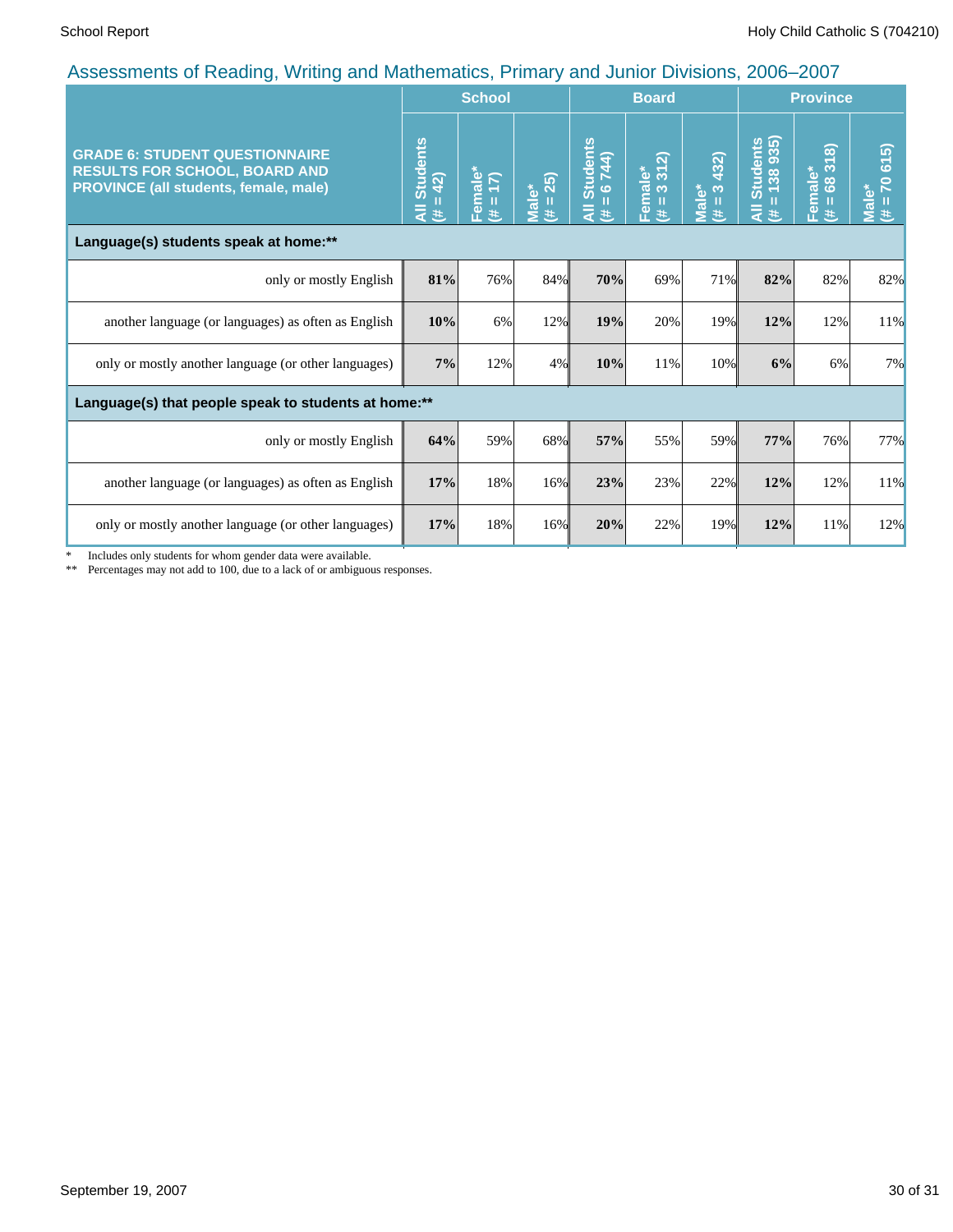## Assessments of Reading, Writing and Mathematics, Primary and Junior Divisions, 2006–2007

| GRADE 6: STUDENT QUESTIONNAIRE RESULTS FOR SCHOOL, BOARD AND PROVINCE (all students, female, male) | School | | | Board | | | Province | | |
|---|---|---|---|---|---|---|---|---|---|
| | All Students (# = 42) | Female* (# = 17) | Male* (# = 25) | All Students (# = 6 744) | Female* (# = 3 312) | Male* (# = 3 432) | All Students (# = 138 935) | Female* (# = 68 318) | Male* (# = 70 615) |
| **Language(s) students speak at home:**** | | | | | | | | | |
| only or mostly English | **81%** | 76% | 84% | **70%** | 69% | 71% | **82%** | 82% | 82% |
| another language (or languages) as often as English | **10%** | 6% | 12% | **19%** | 20% | 19% | **12%** | 12% | 11% |
| only or mostly another language (or other languages) | **7%** | 12% | 4% | **10%** | 11% | 10% | **6%** | 6% | 7% |
| **Language(s) that people speak to students at home:**** | | | | | | | | | |
| only or mostly English | **64%** | 59% | 68% | **57%** | 55% | 59% | **77%** | 76% | 77% |
| another language (or languages) as often as English | **17%** | 18% | 16% | **23%** | 23% | 22% | **12%** | 12% | 11% |
| only or mostly another language (or other languages) | **17%** | 18% | 16% | **20%** | 22% | 19% | **12%** | 11% | 12% |

\* Includes only students for whom gender data were available.

\** Percentages may not add to 100, due to a lack of or ambiguous responses.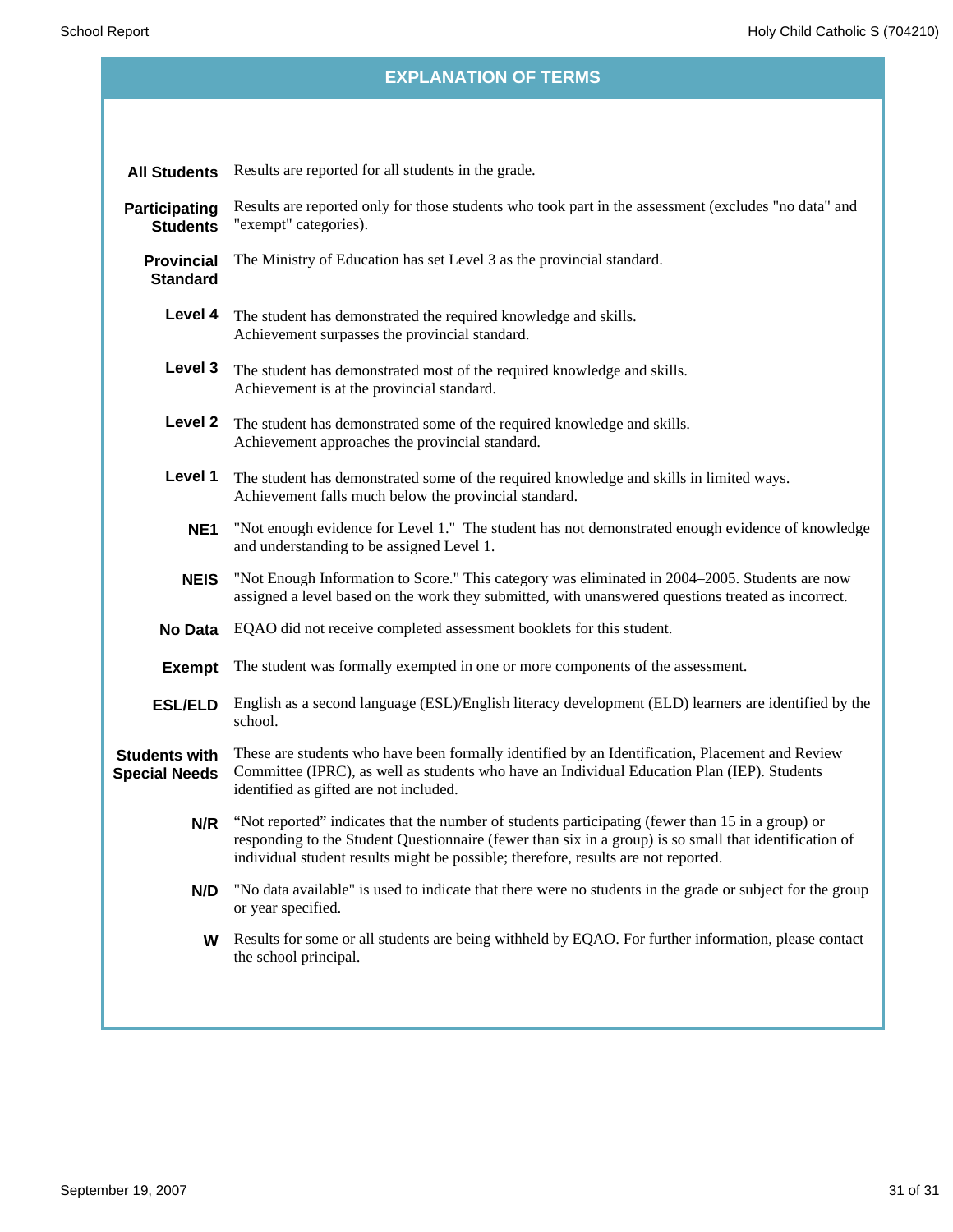## EXPLANATION OF TERMS

**All Students** Results are reported for all students in the grade.

**Participating Students** Results are reported only for those students who took part in the assessment (excludes "no data" and "exempt" categories).

**Provincial Standard** The Ministry of Education has set Level 3 as the provincial standard.

**Level 4** The student has demonstrated the required knowledge and skills. Achievement surpasses the provincial standard.

**Level 3** The student has demonstrated most of the required knowledge and skills. Achievement is at the provincial standard.

**Level 2** The student has demonstrated some of the required knowledge and skills. Achievement approaches the provincial standard.

**Level 1** The student has demonstrated some of the required knowledge and skills in limited ways. Achievement falls much below the provincial standard.

**NE1** "Not enough evidence for Level 1." The student has not demonstrated enough evidence of knowledge and understanding to be assigned Level 1.

**NEIS** "Not Enough Information to Score." This category was eliminated in 2004–2005. Students are now assigned a level based on the work they submitted, with unanswered questions treated as incorrect.

**No Data** EQAO did not receive completed assessment booklets for this student.

**Exempt** The student was formally exempted in one or more components of the assessment.

**ESL/ELD** English as a second language (ESL)/English literacy development (ELD) learners are identified by the school.

**Students with Special Needs** These are students who have been formally identified by an Identification, Placement and Review Committee (IPRC), as well as students who have an Individual Education Plan (IEP). Students identified as gifted are not included.

**N/R** "Not reported" indicates that the number of students participating (fewer than 15 in a group) or responding to the Student Questionnaire (fewer than six in a group) is so small that identification of individual student results might be possible; therefore, results are not reported.

**N/D** "No data available" is used to indicate that there were no students in the grade or subject for the group or year specified.

**W** Results for some or all students are being withheld by EQAO. For further information, please contact the school principal.